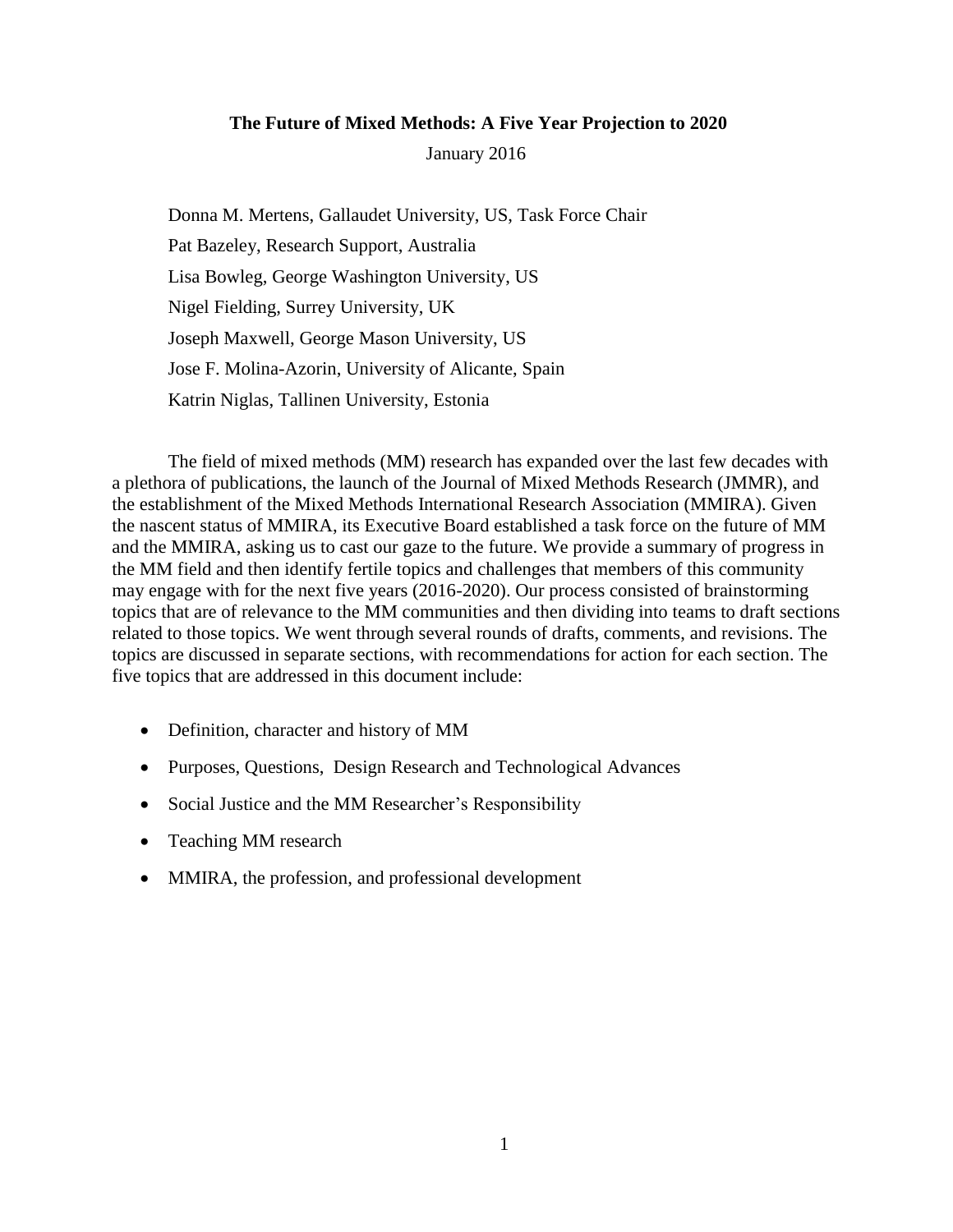**The Future of Mixed Methods: A Five Year Projection to 2020**

January 2016

Donna M. Mertens, Gallaudet University, US, Task Force Chair

Pat Bazeley, Research Support, Australia

Lisa Bowleg, George Washington University, US

Nigel Fielding, Surrey University, UK

Joseph Maxwell, George Mason University, US

Jose F. Molina-Azorin, University of Alicante, Spain

Katrin Niglas, Tallinen University, Estonia

The field of mixed methods (MM) research has expanded over the last few decades with a plethora of publications, the launch of the Journal of Mixed Methods Research (JMMR), and the establishment of the Mixed Methods International Research Association (MMIRA). Given the nascent status of MMIRA, its Executive Board established a task force on the future of MM and the MMIRA, asking us to cast our gaze to the future. We provide a summary of progress in the MM field and then identify fertile topics and challenges that members of this community may engage with for the next five years (2016-2020). Our process consisted of brainstorming topics that are of relevance to the MM communities and then dividing into teams to draft sections related to those topics. We went through several rounds of drafts, comments, and revisions. The topics are discussed in separate sections, with recommendations for action for each section. The five topics that are addressed in this document include:

- Definition, character and history of MM
- Purposes, Questions, Design Research and Technological Advances
- Social Justice and the MM Researcher's Responsibility
- Teaching MM research
- MMIRA, the profession, and professional development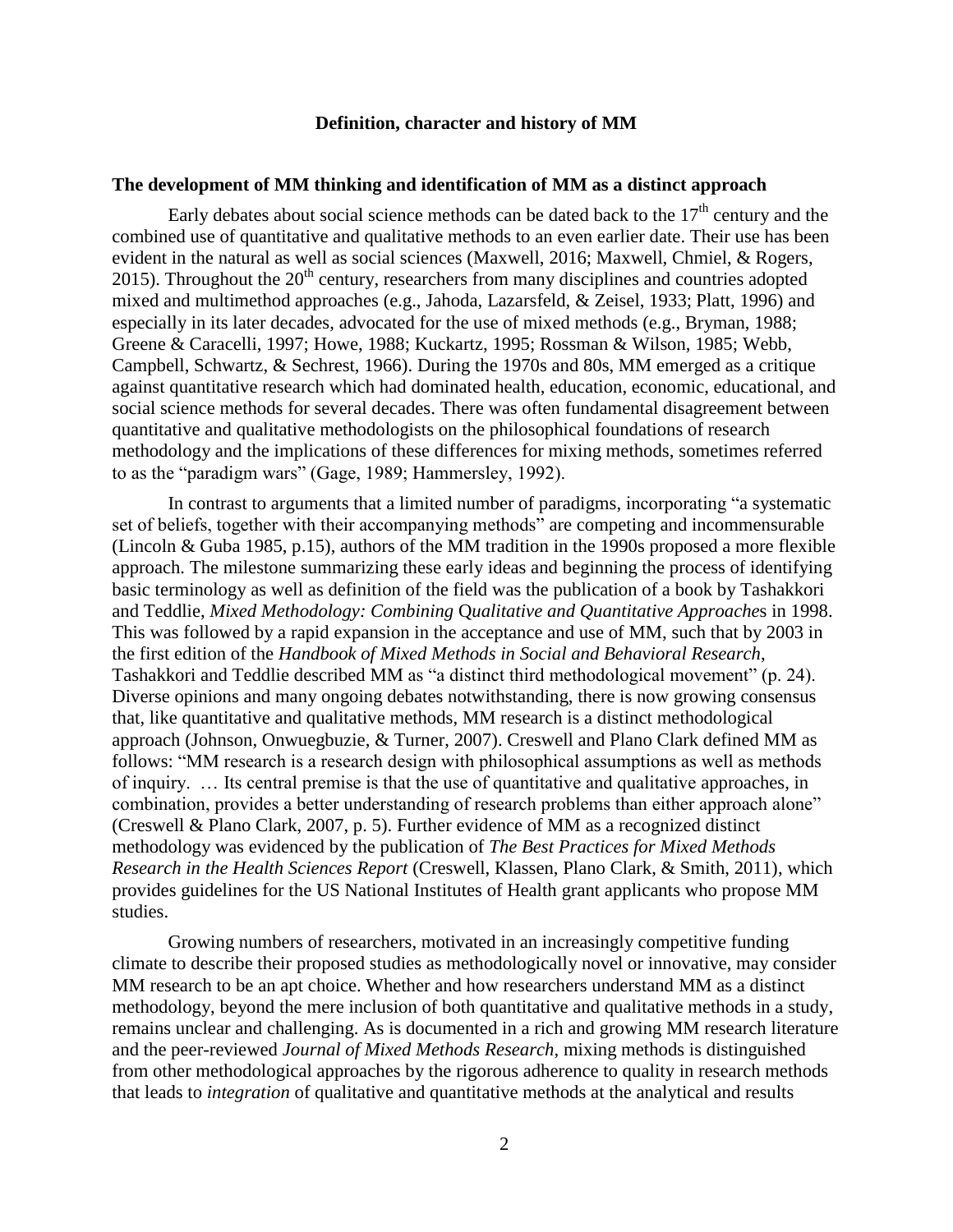## Definition, character and history of MM

### The development of MM thinking and identification of MM as a distinct approach

Early debates about social science methods can be dated back to the $17^{th}$ century and the combined use of quantitative and qualitative methods to an even earlier date. Their use has been evident in the natural as well as social sciences (Maxwell, 2016; Maxwell, Chmiel, & Rogers, 2015). Throughout the $20^{th}$ century, researchers from many disciplines and countries adopted mixed and multimethod approaches (e.g., Jahoda, Lazarsfeld, & Zeisel, 1933; Platt, 1996) and especially in its later decades, advocated for the use of mixed methods (e.g., Bryman, 1988; Greene & Caracelli, 1997; Howe, 1988; Kuckartz, 1995; Rossman & Wilson, 1985; Webb, Campbell, Schwartz, & Sechrest, 1966). During the 1970s and 80s, MM emerged as a critique against quantitative research which had dominated health, education, economic, educational, and social science methods for several decades. There was often fundamental disagreement between quantitative and qualitative methodologists on the philosophical foundations of research methodology and the implications of these differences for mixing methods, sometimes referred to as the "paradigm wars" (Gage, 1989; Hammersley, 1992).

In contrast to arguments that a limited number of paradigms, incorporating "a systematic set of beliefs, together with their accompanying methods" are competing and incommensurable (Lincoln & Guba 1985, p.15), authors of the MM tradition in the 1990s proposed a more flexible approach. The milestone summarizing these early ideas and beginning the process of identifying basic terminology as well as definition of the field was the publication of a book by Tashakkori and Teddlie, *Mixed Methodology: Combining Qualitative and Quantitative Approaches* in 1998. This was followed by a rapid expansion in the acceptance and use of MM, such that by 2003 in the first edition of the *Handbook of Mixed Methods in Social and Behavioral Research*, Tashakkori and Teddlie described MM as "a distinct third methodological movement" (p. 24). Diverse opinions and many ongoing debates notwithstanding, there is now growing consensus that, like quantitative and qualitative methods, MM research is a distinct methodological approach (Johnson, Onwuegbuzie, & Turner, 2007). Creswell and Plano Clark defined MM as follows: "MM research is a research design with philosophical assumptions as well as methods of inquiry. … Its central premise is that the use of quantitative and qualitative approaches, in combination, provides a better understanding of research problems than either approach alone" (Creswell & Plano Clark, 2007, p. 5). Further evidence of MM as a recognized distinct methodology was evidenced by the publication of *The Best Practices for Mixed Methods Research in the Health Sciences Report* (Creswell, Klassen, Plano Clark, & Smith, 2011), which provides guidelines for the US National Institutes of Health grant applicants who propose MM studies.

Growing numbers of researchers, motivated in an increasingly competitive funding climate to describe their proposed studies as methodologically novel or innovative, may consider MM research to be an apt choice. Whether and how researchers understand MM as a distinct methodology, beyond the mere inclusion of both quantitative and qualitative methods in a study, remains unclear and challenging. As is documented in a rich and growing MM research literature and the peer-reviewed *Journal of Mixed Methods Research*, mixing methods is distinguished from other methodological approaches by the rigorous adherence to quality in research methods that leads to *integration* of qualitative and quantitative methods at the analytical and results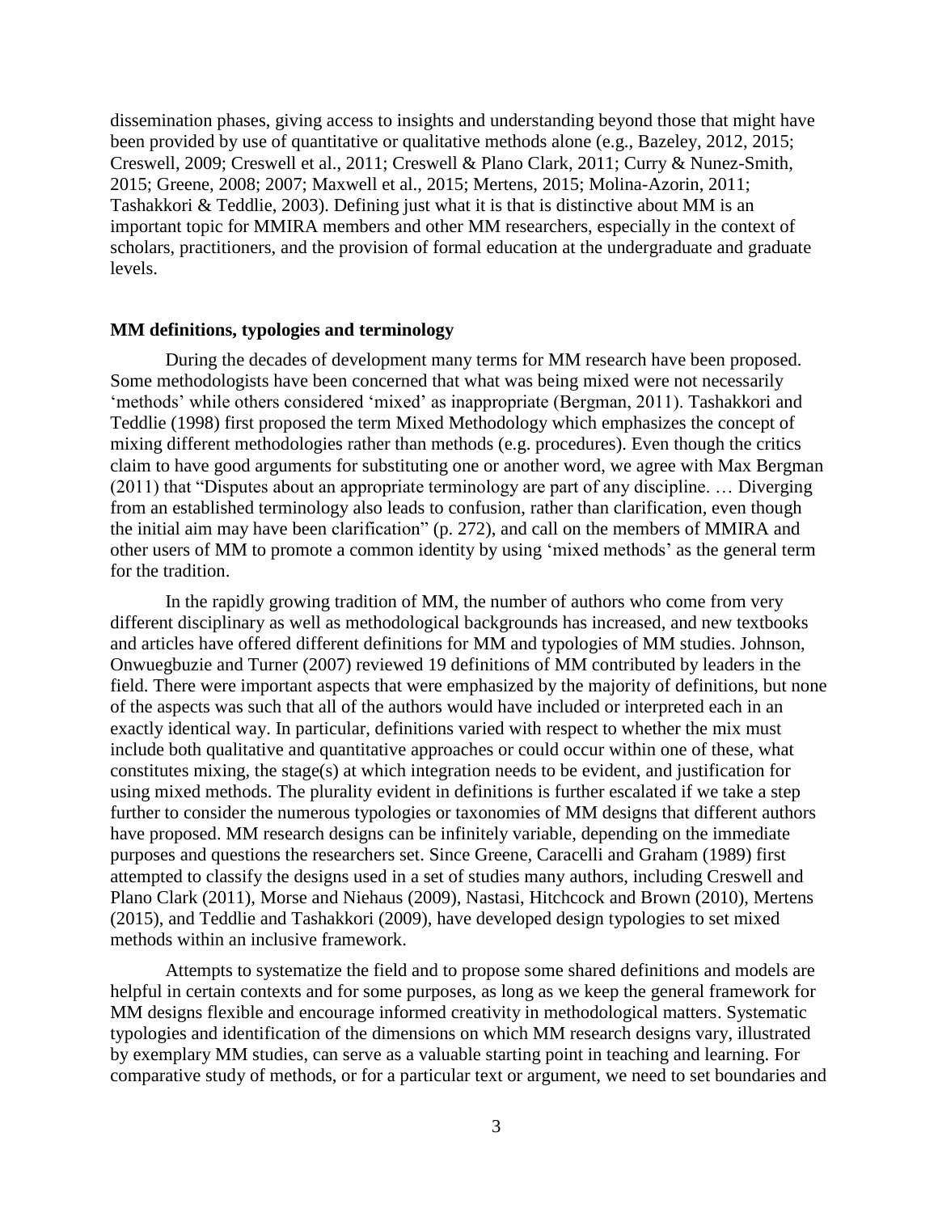dissemination phases, giving access to insights and understanding beyond those that might have been provided by use of quantitative or qualitative methods alone (e.g., Bazeley, 2012, 2015; Creswell, 2009; Creswell et al., 2011; Creswell & Plano Clark, 2011; Curry & Nunez-Smith, 2015; Greene, 2008; 2007; Maxwell et al., 2015; Mertens, 2015; Molina-Azorin, 2011; Tashakkori & Teddlie, 2003). Defining just what it is that is distinctive about MM is an important topic for MMIRA members and other MM researchers, especially in the context of scholars, practitioners, and the provision of formal education at the undergraduate and graduate levels.

**MM definitions, typologies and terminology**

During the decades of development many terms for MM research have been proposed. Some methodologists have been concerned that what was being mixed were not necessarily 'methods' while others considered 'mixed' as inappropriate (Bergman, 2011). Tashakkori and Teddlie (1998) first proposed the term Mixed Methodology which emphasizes the concept of mixing different methodologies rather than methods (e.g. procedures). Even though the critics claim to have good arguments for substituting one or another word, we agree with Max Bergman (2011) that "Disputes about an appropriate terminology are part of any discipline. … Diverging from an established terminology also leads to confusion, rather than clarification, even though the initial aim may have been clarification" (p. 272), and call on the members of MMIRA and other users of MM to promote a common identity by using 'mixed methods' as the general term for the tradition.

In the rapidly growing tradition of MM, the number of authors who come from very different disciplinary as well as methodological backgrounds has increased, and new textbooks and articles have offered different definitions for MM and typologies of MM studies. Johnson, Onwuegbuzie and Turner (2007) reviewed 19 definitions of MM contributed by leaders in the field. There were important aspects that were emphasized by the majority of definitions, but none of the aspects was such that all of the authors would have included or interpreted each in an exactly identical way. In particular, definitions varied with respect to whether the mix must include both qualitative and quantitative approaches or could occur within one of these, what constitutes mixing, the stage(s) at which integration needs to be evident, and justification for using mixed methods. The plurality evident in definitions is further escalated if we take a step further to consider the numerous typologies or taxonomies of MM designs that different authors have proposed. MM research designs can be infinitely variable, depending on the immediate purposes and questions the researchers set. Since Greene, Caracelli and Graham (1989) first attempted to classify the designs used in a set of studies many authors, including Creswell and Plano Clark (2011), Morse and Niehaus (2009), Nastasi, Hitchcock and Brown (2010), Mertens (2015), and Teddlie and Tashakkori (2009), have developed design typologies to set mixed methods within an inclusive framework.

Attempts to systematize the field and to propose some shared definitions and models are helpful in certain contexts and for some purposes, as long as we keep the general framework for MM designs flexible and encourage informed creativity in methodological matters. Systematic typologies and identification of the dimensions on which MM research designs vary, illustrated by exemplary MM studies, can serve as a valuable starting point in teaching and learning. For comparative study of methods, or for a particular text or argument, we need to set boundaries and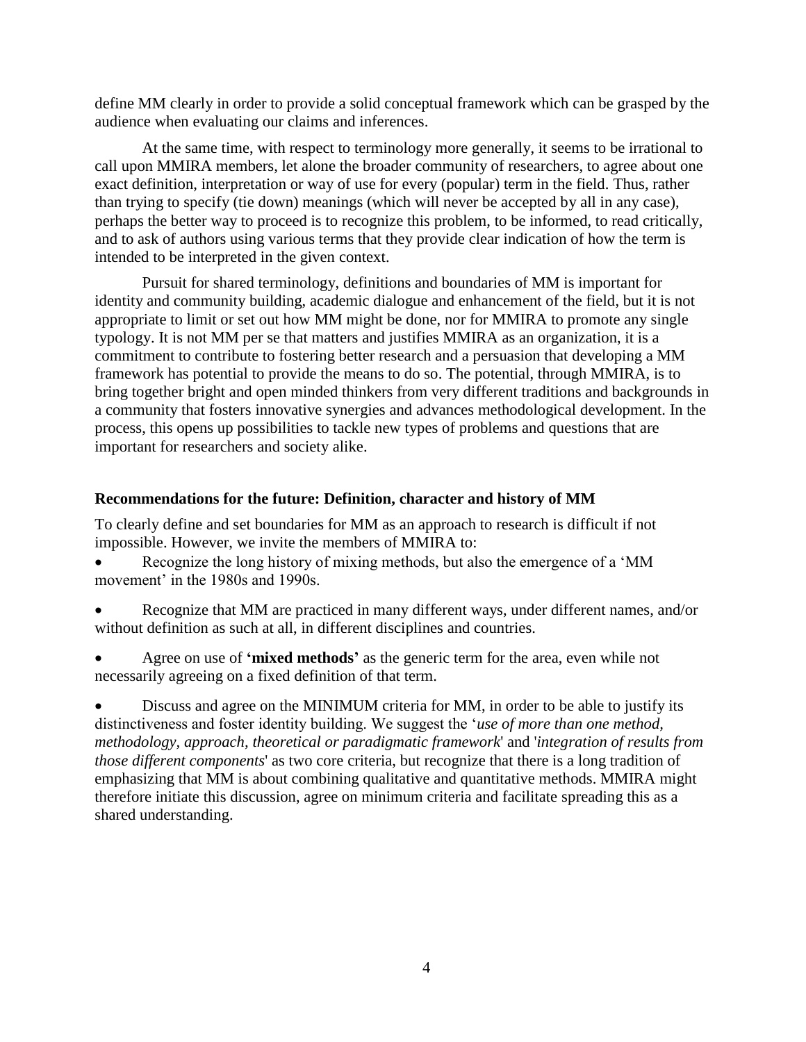define MM clearly in order to provide a solid conceptual framework which can be grasped by the audience when evaluating our claims and inferences.

At the same time, with respect to terminology more generally, it seems to be irrational to call upon MMIRA members, let alone the broader community of researchers, to agree about one exact definition, interpretation or way of use for every (popular) term in the field. Thus, rather than trying to specify (tie down) meanings (which will never be accepted by all in any case), perhaps the better way to proceed is to recognize this problem, to be informed, to read critically, and to ask of authors using various terms that they provide clear indication of how the term is intended to be interpreted in the given context.

Pursuit for shared terminology, definitions and boundaries of MM is important for identity and community building, academic dialogue and enhancement of the field, but it is not appropriate to limit or set out how MM might be done, nor for MMIRA to promote any single typology. It is not MM per se that matters and justifies MMIRA as an organization, it is a commitment to contribute to fostering better research and a persuasion that developing a MM framework has potential to provide the means to do so. The potential, through MMIRA, is to bring together bright and open minded thinkers from very different traditions and backgrounds in a community that fosters innovative synergies and advances methodological development. In the process, this opens up possibilities to tackle new types of problems and questions that are important for researchers and society alike.

### Recommendations for the future: Definition, character and history of MM

To clearly define and set boundaries for MM as an approach to research is difficult if not impossible. However, we invite the members of MMIRA to:

- Recognize the long history of mixing methods, but also the emergence of a 'MM movement' in the 1980s and 1990s.
- Recognize that MM are practiced in many different ways, under different names, and/or without definition as such at all, in different disciplines and countries.
- Agree on use of **'mixed methods'** as the generic term for the area, even while not necessarily agreeing on a fixed definition of that term.
- Discuss and agree on the MINIMUM criteria for MM, in order to be able to justify its distinctiveness and foster identity building. We suggest the '*use of more than one method, methodology, approach, theoretical or paradigmatic framework*' and '*integration of results from those different components*' as two core criteria, but recognize that there is a long tradition of emphasizing that MM is about combining qualitative and quantitative methods. MMIRA might therefore initiate this discussion, agree on minimum criteria and facilitate spreading this as a shared understanding.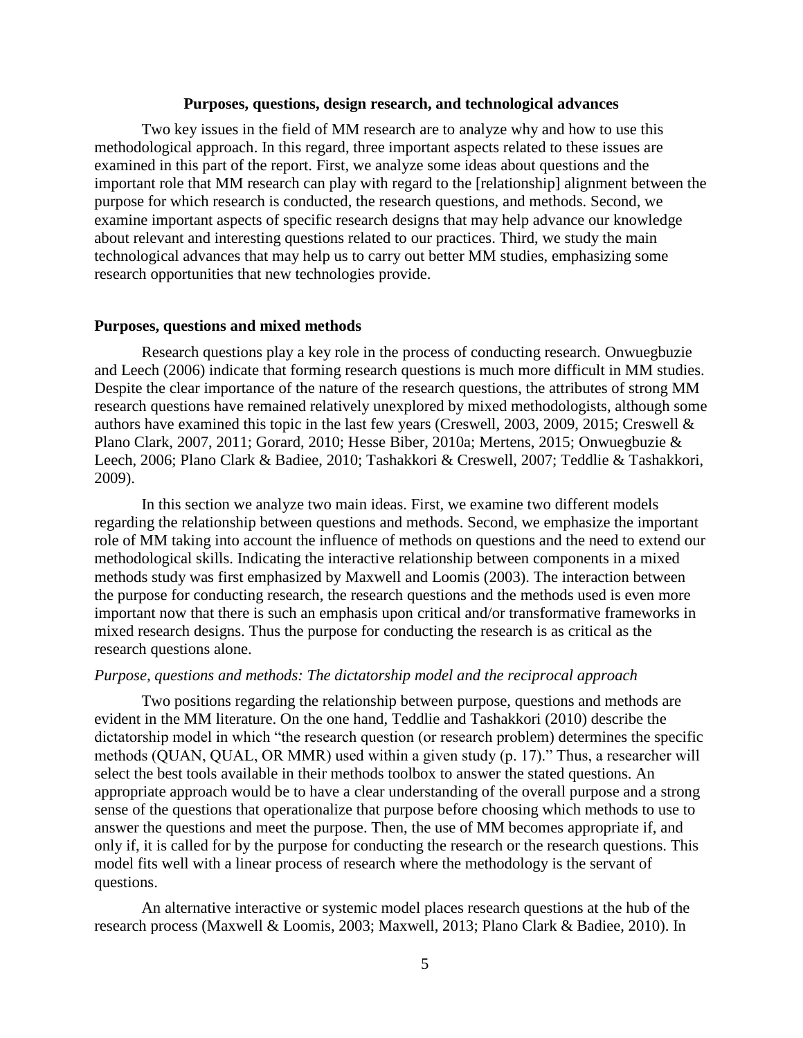## Purposes, questions, design research, and technological advances

Two key issues in the field of MM research are to analyze why and how to use this methodological approach. In this regard, three important aspects related to these issues are examined in this part of the report. First, we analyze some ideas about questions and the important role that MM research can play with regard to the [relationship] alignment between the purpose for which research is conducted, the research questions, and methods. Second, we examine important aspects of specific research designs that may help advance our knowledge about relevant and interesting questions related to our practices. Third, we study the main technological advances that may help us to carry out better MM studies, emphasizing some research opportunities that new technologies provide.

### Purposes, questions and mixed methods

Research questions play a key role in the process of conducting research. Onwuegbuzie and Leech (2006) indicate that forming research questions is much more difficult in MM studies. Despite the clear importance of the nature of the research questions, the attributes of strong MM research questions have remained relatively unexplored by mixed methodologists, although some authors have examined this topic in the last few years (Creswell, 2003, 2009, 2015; Creswell & Plano Clark, 2007, 2011; Gorard, 2010; Hesse Biber, 2010a; Mertens, 2015; Onwuegbuzie & Leech, 2006; Plano Clark & Badiee, 2010; Tashakkori & Creswell, 2007; Teddlie & Tashakkori, 2009).

In this section we analyze two main ideas. First, we examine two different models regarding the relationship between questions and methods. Second, we emphasize the important role of MM taking into account the influence of methods on questions and the need to extend our methodological skills. Indicating the interactive relationship between components in a mixed methods study was first emphasized by Maxwell and Loomis (2003). The interaction between the purpose for conducting research, the research questions and the methods used is even more important now that there is such an emphasis upon critical and/or transformative frameworks in mixed research designs. Thus the purpose for conducting the research is as critical as the research questions alone.

#### *Purpose, questions and methods: The dictatorship model and the reciprocal approach*

Two positions regarding the relationship between purpose, questions and methods are evident in the MM literature. On the one hand, Teddlie and Tashakkori (2010) describe the dictatorship model in which "the research question (or research problem) determines the specific methods (QUAN, QUAL, OR MMR) used within a given study (p. 17)." Thus, a researcher will select the best tools available in their methods toolbox to answer the stated questions. An appropriate approach would be to have a clear understanding of the overall purpose and a strong sense of the questions that operationalize that purpose before choosing which methods to use to answer the questions and meet the purpose. Then, the use of MM becomes appropriate if, and only if, it is called for by the purpose for conducting the research or the research questions. This model fits well with a linear process of research where the methodology is the servant of questions.

An alternative interactive or systemic model places research questions at the hub of the research process (Maxwell & Loomis, 2003; Maxwell, 2013; Plano Clark & Badiee, 2010). In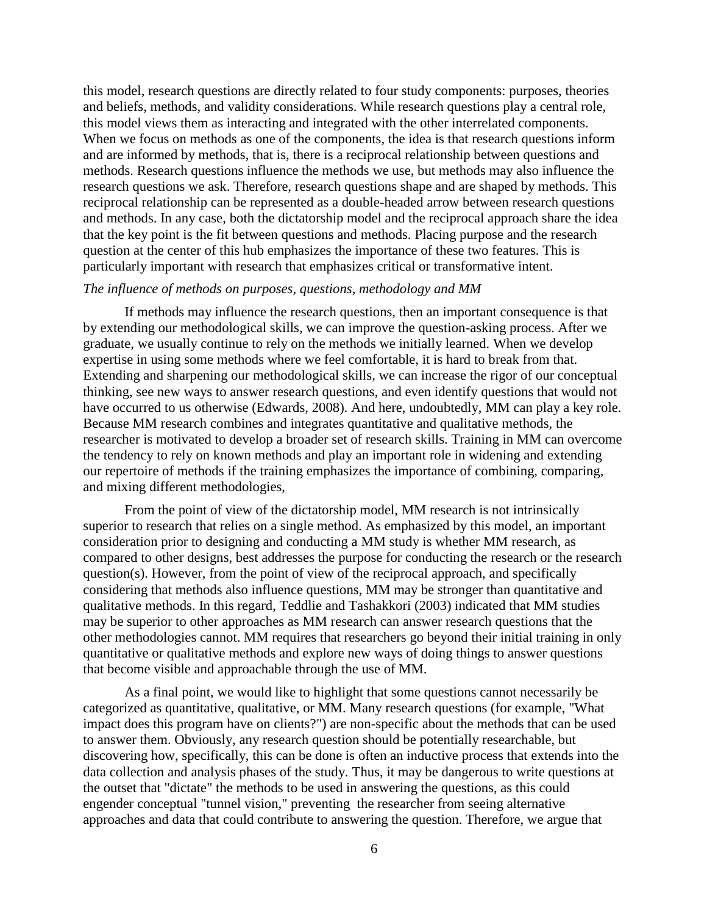this model, research questions are directly related to four study components: purposes, theories and beliefs, methods, and validity considerations. While research questions play a central role, this model views them as interacting and integrated with the other interrelated components. When we focus on methods as one of the components, the idea is that research questions inform and are informed by methods, that is, there is a reciprocal relationship between questions and methods. Research questions influence the methods we use, but methods may also influence the research questions we ask. Therefore, research questions shape and are shaped by methods. This reciprocal relationship can be represented as a double-headed arrow between research questions and methods. In any case, both the dictatorship model and the reciprocal approach share the idea that the key point is the fit between questions and methods. Placing purpose and the research question at the center of this hub emphasizes the importance of these two features. This is particularly important with research that emphasizes critical or transformative intent.

*The influence of methods on purposes, questions, methodology and MM*

If methods may influence the research questions, then an important consequence is that by extending our methodological skills, we can improve the question-asking process. After we graduate, we usually continue to rely on the methods we initially learned. When we develop expertise in using some methods where we feel comfortable, it is hard to break from that. Extending and sharpening our methodological skills, we can increase the rigor of our conceptual thinking, see new ways to answer research questions, and even identify questions that would not have occurred to us otherwise (Edwards, 2008). And here, undoubtedly, MM can play a key role. Because MM research combines and integrates quantitative and qualitative methods, the researcher is motivated to develop a broader set of research skills. Training in MM can overcome the tendency to rely on known methods and play an important role in widening and extending our repertoire of methods if the training emphasizes the importance of combining, comparing, and mixing different methodologies,

From the point of view of the dictatorship model, MM research is not intrinsically superior to research that relies on a single method. As emphasized by this model, an important consideration prior to designing and conducting a MM study is whether MM research, as compared to other designs, best addresses the purpose for conducting the research or the research question(s). However, from the point of view of the reciprocal approach, and specifically considering that methods also influence questions, MM may be stronger than quantitative and qualitative methods. In this regard, Teddlie and Tashakkori (2003) indicated that MM studies may be superior to other approaches as MM research can answer research questions that the other methodologies cannot. MM requires that researchers go beyond their initial training in only quantitative or qualitative methods and explore new ways of doing things to answer questions that become visible and approachable through the use of MM.

As a final point, we would like to highlight that some questions cannot necessarily be categorized as quantitative, qualitative, or MM. Many research questions (for example, "What impact does this program have on clients?") are non-specific about the methods that can be used to answer them. Obviously, any research question should be potentially researchable, but discovering how, specifically, this can be done is often an inductive process that extends into the data collection and analysis phases of the study. Thus, it may be dangerous to write questions at the outset that "dictate" the methods to be used in answering the questions, as this could engender conceptual "tunnel vision," preventing the researcher from seeing alternative approaches and data that could contribute to answering the question. Therefore, we argue that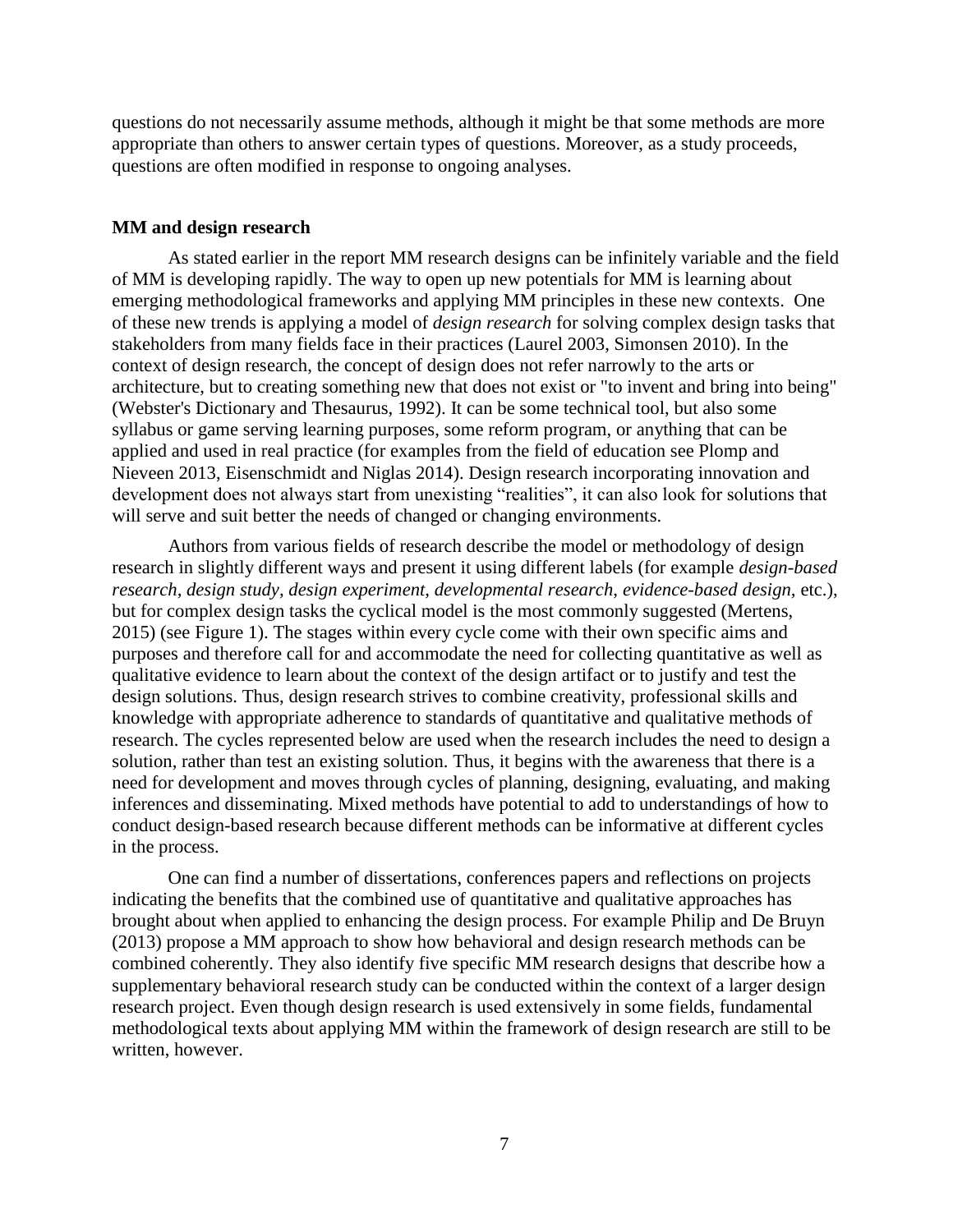questions do not necessarily assume methods, although it might be that some methods are more appropriate than others to answer certain types of questions. Moreover, as a study proceeds, questions are often modified in response to ongoing analyses.

**MM and design research**

As stated earlier in the report MM research designs can be infinitely variable and the field of MM is developing rapidly. The way to open up new potentials for MM is learning about emerging methodological frameworks and applying MM principles in these new contexts. One of these new trends is applying a model of *design research* for solving complex design tasks that stakeholders from many fields face in their practices (Laurel 2003, Simonsen 2010). In the context of design research, the concept of design does not refer narrowly to the arts or architecture, but to creating something new that does not exist or "to invent and bring into being" (Webster's Dictionary and Thesaurus, 1992). It can be some technical tool, but also some syllabus or game serving learning purposes, some reform program, or anything that can be applied and used in real practice (for examples from the field of education see Plomp and Nieveen 2013, Eisenschmidt and Niglas 2014). Design research incorporating innovation and development does not always start from unexisting "realities", it can also look for solutions that will serve and suit better the needs of changed or changing environments.

Authors from various fields of research describe the model or methodology of design research in slightly different ways and present it using different labels (for example *design-based research, design study, design experiment, developmental research, evidence-based design,* etc.), but for complex design tasks the cyclical model is the most commonly suggested (Mertens, 2015) (see Figure 1). The stages within every cycle come with their own specific aims and purposes and therefore call for and accommodate the need for collecting quantitative as well as qualitative evidence to learn about the context of the design artifact or to justify and test the design solutions. Thus, design research strives to combine creativity, professional skills and knowledge with appropriate adherence to standards of quantitative and qualitative methods of research. The cycles represented below are used when the research includes the need to design a solution, rather than test an existing solution. Thus, it begins with the awareness that there is a need for development and moves through cycles of planning, designing, evaluating, and making inferences and disseminating. Mixed methods have potential to add to understandings of how to conduct design-based research because different methods can be informative at different cycles in the process.

One can find a number of dissertations, conferences papers and reflections on projects indicating the benefits that the combined use of quantitative and qualitative approaches has brought about when applied to enhancing the design process. For example Philip and De Bruyn (2013) propose a MM approach to show how behavioral and design research methods can be combined coherently. They also identify five specific MM research designs that describe how a supplementary behavioral research study can be conducted within the context of a larger design research project. Even though design research is used extensively in some fields, fundamental methodological texts about applying MM within the framework of design research are still to be written, however.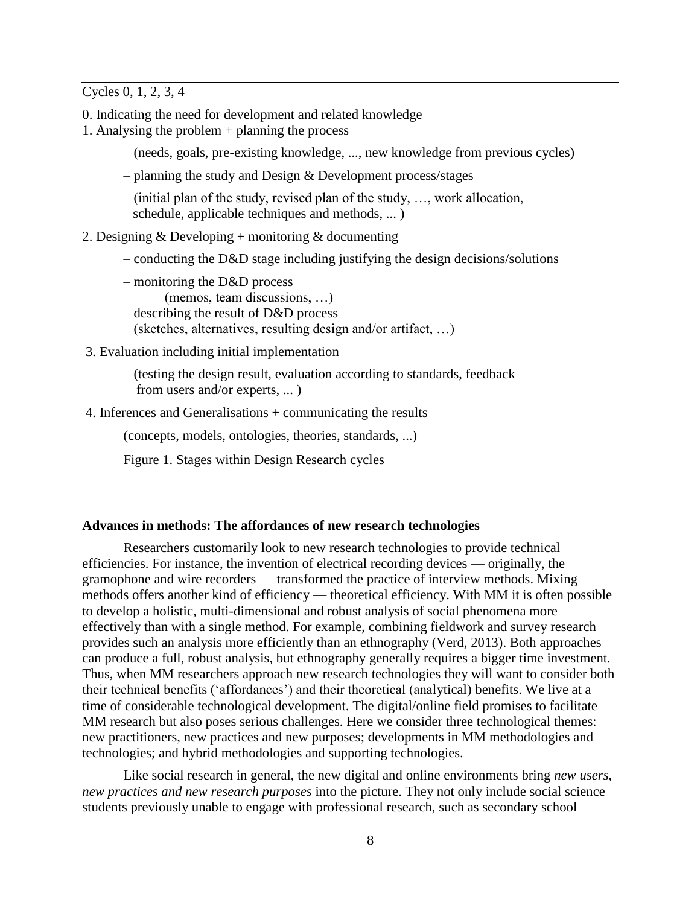Cycles 0, 1, 2, 3, 4

0. Indicating the need for development and related knowledge
1. Analysing the problem + planning the process

    (needs, goals, pre-existing knowledge, ..., new knowledge from previous cycles)

    – planning the study and Design & Development process/stages

    (initial plan of the study, revised plan of the study, …, work allocation, schedule, applicable techniques and methods, ... )

2. Designing & Developing + monitoring & documenting

    – conducting the D&D stage including justifying the design decisions/solutions

    – monitoring the D&D process
    (memos, team discussions, …)

    – describing the result of D&D process
    (sketches, alternatives, resulting design and/or artifact, …)

3. Evaluation including initial implementation

    (testing the design result, evaluation according to standards, feedback from users and/or experts, ... )

4. Inferences and Generalisations + communicating the results

    (concepts, models, ontologies, theories, standards, ...)

Figure 1. Stages within Design Research cycles

**Advances in methods: The affordances of new research technologies**

Researchers customarily look to new research technologies to provide technical efficiencies. For instance, the invention of electrical recording devices — originally, the gramophone and wire recorders — transformed the practice of interview methods. Mixing methods offers another kind of efficiency — theoretical efficiency. With MM it is often possible to develop a holistic, multi-dimensional and robust analysis of social phenomena more effectively than with a single method. For example, combining fieldwork and survey research provides such an analysis more efficiently than an ethnography (Verd, 2013). Both approaches can produce a full, robust analysis, but ethnography generally requires a bigger time investment. Thus, when MM researchers approach new research technologies they will want to consider both their technical benefits ('affordances') and their theoretical (analytical) benefits. We live at a time of considerable technological development. The digital/online field promises to facilitate MM research but also poses serious challenges. Here we consider three technological themes: new practitioners, new practices and new purposes; developments in MM methodologies and technologies; and hybrid methodologies and supporting technologies.

Like social research in general, the new digital and online environments bring *new users, new practices and new research purposes* into the picture. They not only include social science students previously unable to engage with professional research, such as secondary school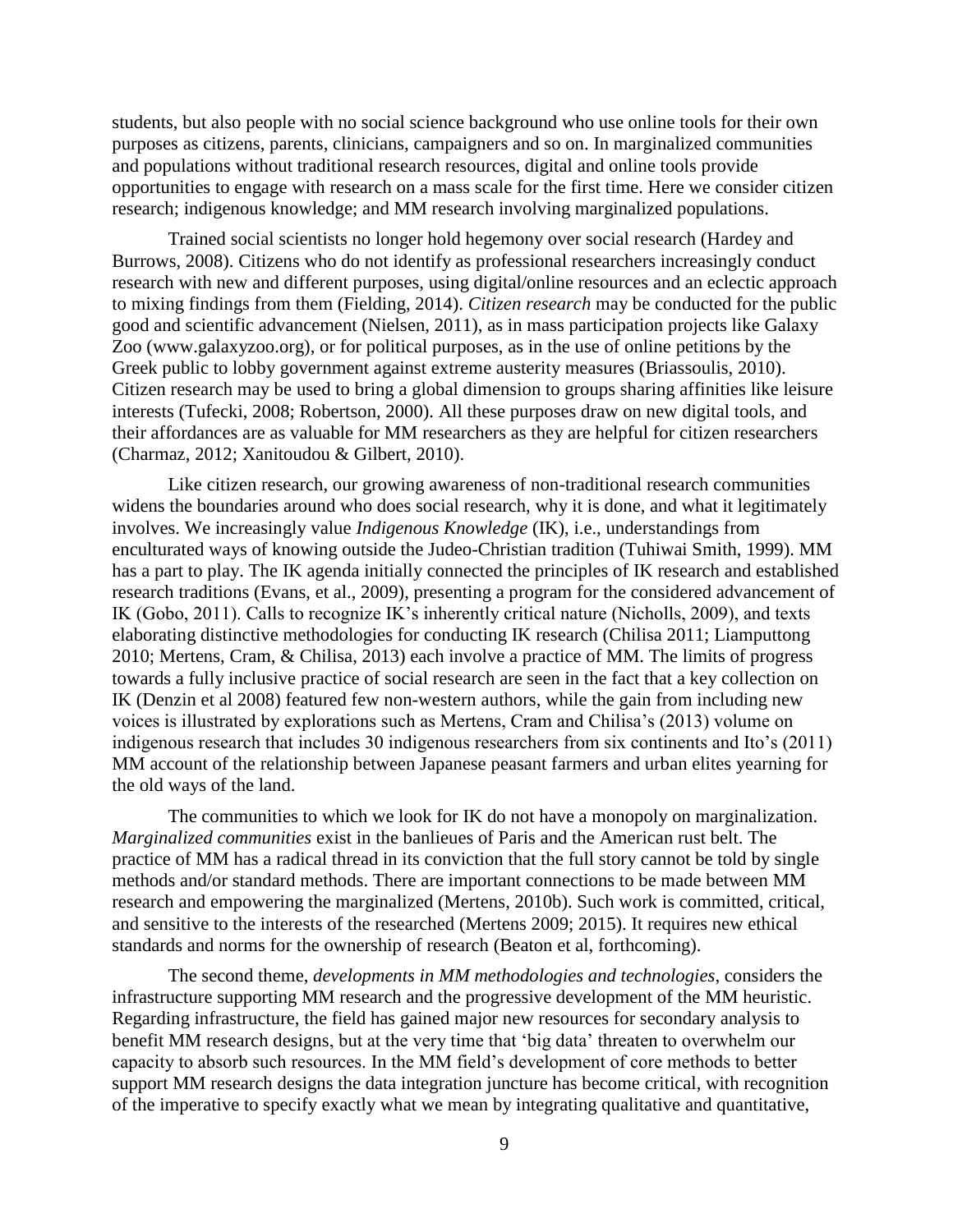students, but also people with no social science background who use online tools for their own purposes as citizens, parents, clinicians, campaigners and so on. In marginalized communities and populations without traditional research resources, digital and online tools provide opportunities to engage with research on a mass scale for the first time. Here we consider citizen research; indigenous knowledge; and MM research involving marginalized populations.

Trained social scientists no longer hold hegemony over social research (Hardey and Burrows, 2008). Citizens who do not identify as professional researchers increasingly conduct research with new and different purposes, using digital/online resources and an eclectic approach to mixing findings from them (Fielding, 2014). *Citizen research* may be conducted for the public good and scientific advancement (Nielsen, 2011), as in mass participation projects like Galaxy Zoo (www.galaxyzoo.org), or for political purposes, as in the use of online petitions by the Greek public to lobby government against extreme austerity measures (Briassoulis, 2010). Citizen research may be used to bring a global dimension to groups sharing affinities like leisure interests (Tufecki, 2008; Robertson, 2000). All these purposes draw on new digital tools, and their affordances are as valuable for MM researchers as they are helpful for citizen researchers (Charmaz, 2012; Xanitoudou & Gilbert, 2010).

Like citizen research, our growing awareness of non-traditional research communities widens the boundaries around who does social research, why it is done, and what it legitimately involves. We increasingly value *Indigenous Knowledge* (IK), i.e., understandings from enculturated ways of knowing outside the Judeo-Christian tradition (Tuhiwai Smith, 1999). MM has a part to play. The IK agenda initially connected the principles of IK research and established research traditions (Evans, et al., 2009), presenting a program for the considered advancement of IK (Gobo, 2011). Calls to recognize IK's inherently critical nature (Nicholls, 2009), and texts elaborating distinctive methodologies for conducting IK research (Chilisa 2011; Liamputtong 2010; Mertens, Cram, & Chilisa, 2013) each involve a practice of MM. The limits of progress towards a fully inclusive practice of social research are seen in the fact that a key collection on IK (Denzin et al 2008) featured few non-western authors, while the gain from including new voices is illustrated by explorations such as Mertens, Cram and Chilisa's (2013) volume on indigenous research that includes 30 indigenous researchers from six continents and Ito's (2011) MM account of the relationship between Japanese peasant farmers and urban elites yearning for the old ways of the land.

The communities to which we look for IK do not have a monopoly on marginalization. *Marginalized communities* exist in the banlieues of Paris and the American rust belt. The practice of MM has a radical thread in its conviction that the full story cannot be told by single methods and/or standard methods. There are important connections to be made between MM research and empowering the marginalized (Mertens, 2010b). Such work is committed, critical, and sensitive to the interests of the researched (Mertens 2009; 2015). It requires new ethical standards and norms for the ownership of research (Beaton et al, forthcoming).

The second theme, *developments in MM methodologies and technologies*, considers the infrastructure supporting MM research and the progressive development of the MM heuristic. Regarding infrastructure, the field has gained major new resources for secondary analysis to benefit MM research designs, but at the very time that 'big data' threaten to overwhelm our capacity to absorb such resources. In the MM field's development of core methods to better support MM research designs the data integration juncture has become critical, with recognition of the imperative to specify exactly what we mean by integrating qualitative and quantitative,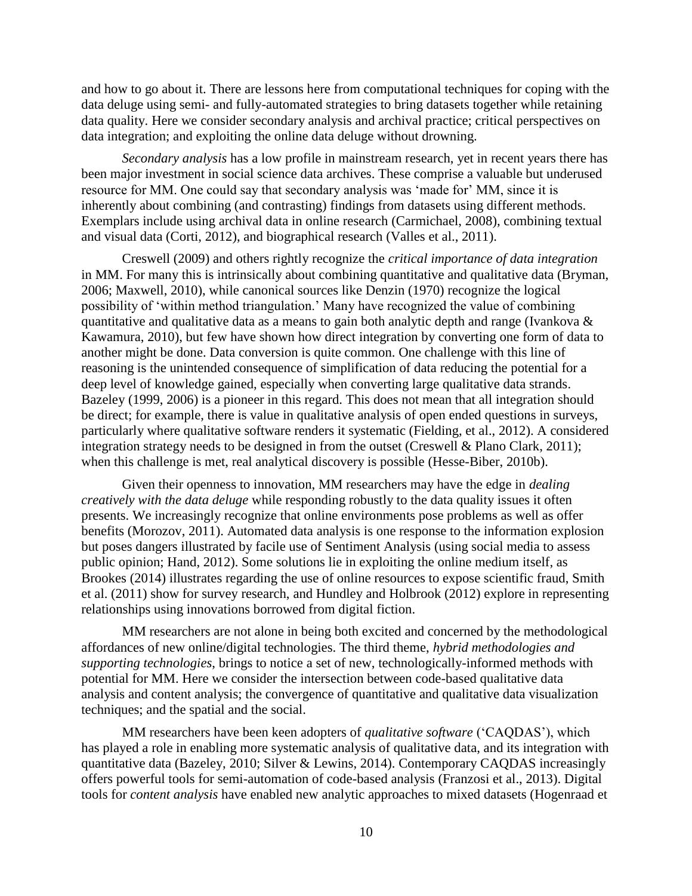and how to go about it. There are lessons here from computational techniques for coping with the data deluge using semi- and fully-automated strategies to bring datasets together while retaining data quality. Here we consider secondary analysis and archival practice; critical perspectives on data integration; and exploiting the online data deluge without drowning.

*Secondary analysis* has a low profile in mainstream research, yet in recent years there has been major investment in social science data archives. These comprise a valuable but underused resource for MM. One could say that secondary analysis was 'made for' MM, since it is inherently about combining (and contrasting) findings from datasets using different methods. Exemplars include using archival data in online research (Carmichael, 2008), combining textual and visual data (Corti, 2012), and biographical research (Valles et al., 2011).

Creswell (2009) and others rightly recognize the *critical importance of data integration* in MM. For many this is intrinsically about combining quantitative and qualitative data (Bryman, 2006; Maxwell, 2010), while canonical sources like Denzin (1970) recognize the logical possibility of 'within method triangulation.' Many have recognized the value of combining quantitative and qualitative data as a means to gain both analytic depth and range (Ivankova & Kawamura, 2010), but few have shown how direct integration by converting one form of data to another might be done. Data conversion is quite common. One challenge with this line of reasoning is the unintended consequence of simplification of data reducing the potential for a deep level of knowledge gained, especially when converting large qualitative data strands. Bazeley (1999, 2006) is a pioneer in this regard. This does not mean that all integration should be direct; for example, there is value in qualitative analysis of open ended questions in surveys, particularly where qualitative software renders it systematic (Fielding, et al., 2012). A considered integration strategy needs to be designed in from the outset (Creswell & Plano Clark, 2011); when this challenge is met, real analytical discovery is possible (Hesse-Biber, 2010b).

Given their openness to innovation, MM researchers may have the edge in *dealing creatively with the data deluge* while responding robustly to the data quality issues it often presents. We increasingly recognize that online environments pose problems as well as offer benefits (Morozov, 2011). Automated data analysis is one response to the information explosion but poses dangers illustrated by facile use of Sentiment Analysis (using social media to assess public opinion; Hand, 2012). Some solutions lie in exploiting the online medium itself, as Brookes (2014) illustrates regarding the use of online resources to expose scientific fraud, Smith et al. (2011) show for survey research, and Hundley and Holbrook (2012) explore in representing relationships using innovations borrowed from digital fiction.

MM researchers are not alone in being both excited and concerned by the methodological affordances of new online/digital technologies. The third theme, *hybrid methodologies and supporting technologies*, brings to notice a set of new, technologically-informed methods with potential for MM. Here we consider the intersection between code-based qualitative data analysis and content analysis; the convergence of quantitative and qualitative data visualization techniques; and the spatial and the social.

MM researchers have been keen adopters of *qualitative software* ('CAQDAS'), which has played a role in enabling more systematic analysis of qualitative data, and its integration with quantitative data (Bazeley, 2010; Silver & Lewins, 2014). Contemporary CAQDAS increasingly offers powerful tools for semi-automation of code-based analysis (Franzosi et al., 2013). Digital tools for *content analysis* have enabled new analytic approaches to mixed datasets (Hogenraad et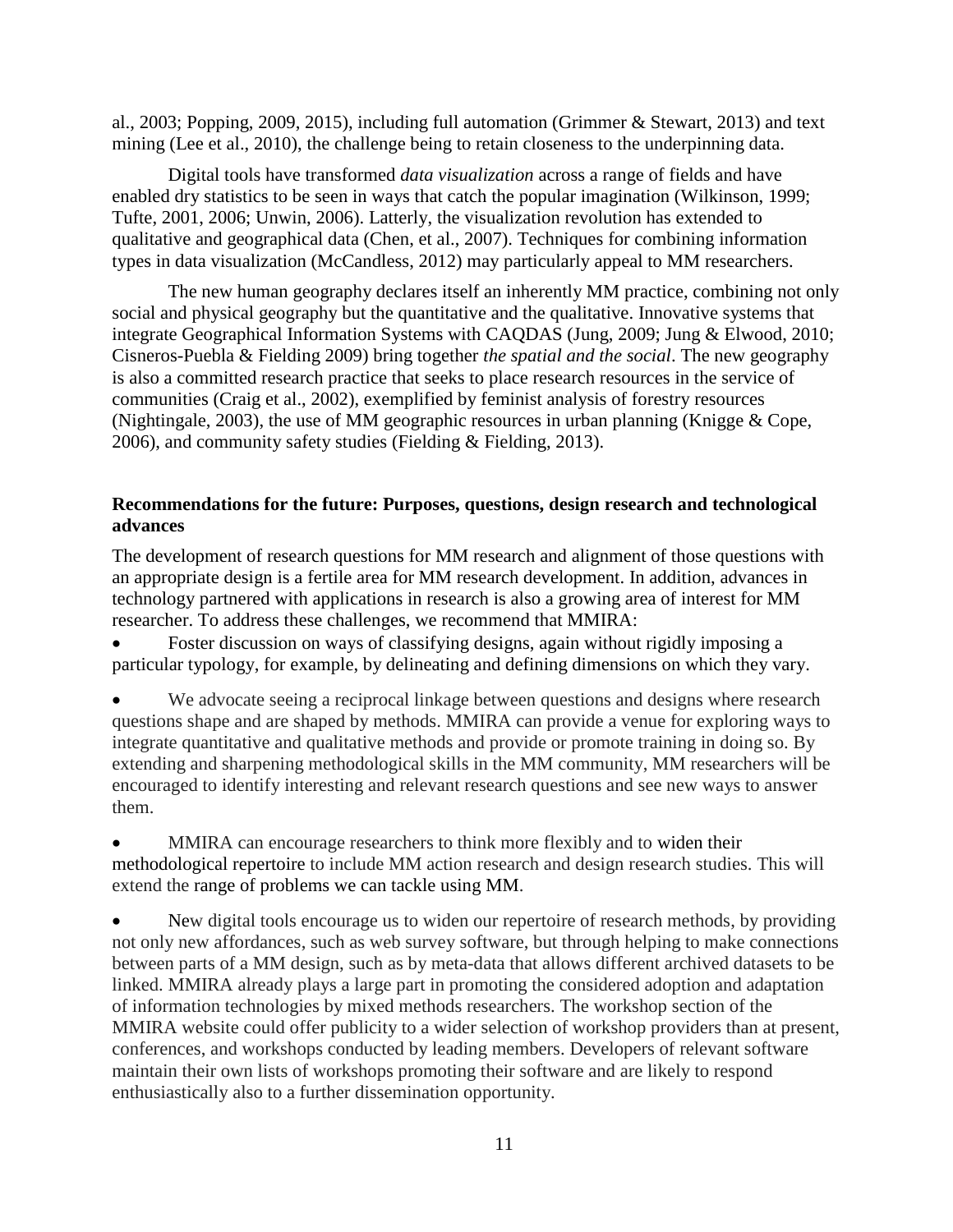al., 2003; Popping, 2009, 2015), including full automation (Grimmer & Stewart, 2013) and text mining (Lee et al., 2010), the challenge being to retain closeness to the underpinning data.

Digital tools have transformed *data visualization* across a range of fields and have enabled dry statistics to be seen in ways that catch the popular imagination (Wilkinson, 1999; Tufte, 2001, 2006; Unwin, 2006). Latterly, the visualization revolution has extended to qualitative and geographical data (Chen, et al., 2007). Techniques for combining information types in data visualization (McCandless, 2012) may particularly appeal to MM researchers.

The new human geography declares itself an inherently MM practice, combining not only social and physical geography but the quantitative and the qualitative. Innovative systems that integrate Geographical Information Systems with CAQDAS (Jung, 2009; Jung & Elwood, 2010; Cisneros-Puebla & Fielding 2009) bring together *the spatial and the social*. The new geography is also a committed research practice that seeks to place research resources in the service of communities (Craig et al., 2002), exemplified by feminist analysis of forestry resources (Nightingale, 2003), the use of MM geographic resources in urban planning (Knigge & Cope, 2006), and community safety studies (Fielding & Fielding, 2013).

**Recommendations for the future: Purposes, questions, design research and technological advances**

The development of research questions for MM research and alignment of those questions with an appropriate design is a fertile area for MM research development. In addition, advances in technology partnered with applications in research is also a growing area of interest for MM researcher. To address these challenges, we recommend that MMIRA:

- Foster discussion on ways of classifying designs, again without rigidly imposing a particular typology, for example, by delineating and defining dimensions on which they vary.
- We advocate seeing a reciprocal linkage between questions and designs where research questions shape and are shaped by methods. MMIRA can provide a venue for exploring ways to integrate quantitative and qualitative methods and provide or promote training in doing so. By extending and sharpening methodological skills in the MM community, MM researchers will be encouraged to identify interesting and relevant research questions and see new ways to answer them.
- MMIRA can encourage researchers to think more flexibly and to widen their methodological repertoire to include MM action research and design research studies. This will extend the range of problems we can tackle using MM.
- New digital tools encourage us to widen our repertoire of research methods, by providing not only new affordances, such as web survey software, but through helping to make connections between parts of a MM design, such as by meta-data that allows different archived datasets to be linked. MMIRA already plays a large part in promoting the considered adoption and adaptation of information technologies by mixed methods researchers. The workshop section of the MMIRA website could offer publicity to a wider selection of workshop providers than at present, conferences, and workshops conducted by leading members. Developers of relevant software maintain their own lists of workshops promoting their software and are likely to respond enthusiastically also to a further dissemination opportunity.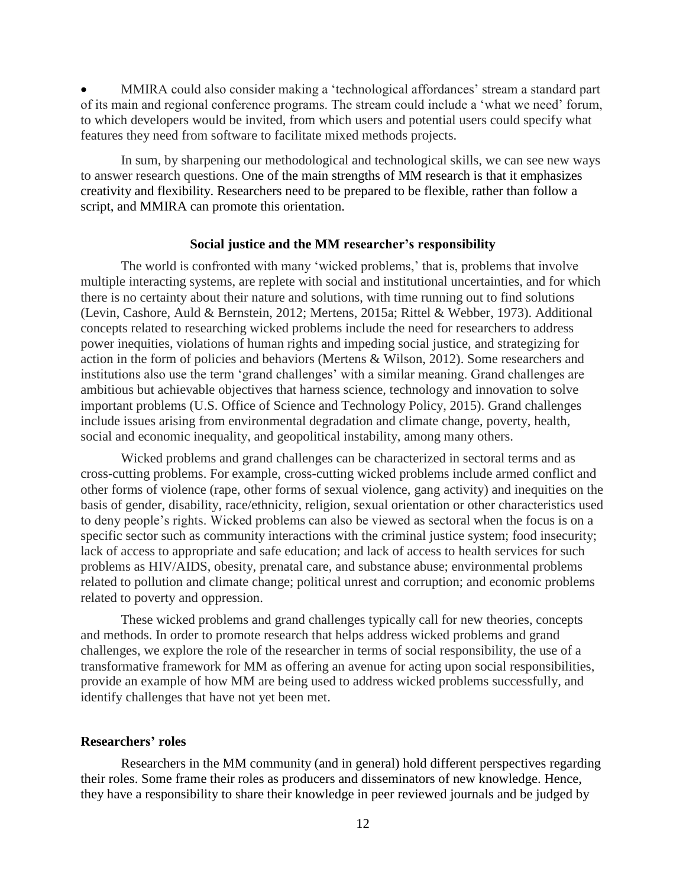- MMIRA could also consider making a 'technological affordances' stream a standard part of its main and regional conference programs. The stream could include a 'what we need' forum, to which developers would be invited, from which users and potential users could specify what features they need from software to facilitate mixed methods projects.

In sum, by sharpening our methodological and technological skills, we can see new ways to answer research questions. One of the main strengths of MM research is that it emphasizes creativity and flexibility. Researchers need to be prepared to be flexible, rather than follow a script, and MMIRA can promote this orientation.

## Social justice and the MM researcher's responsibility

The world is confronted with many 'wicked problems,' that is, problems that involve multiple interacting systems, are replete with social and institutional uncertainties, and for which there is no certainty about their nature and solutions, with time running out to find solutions (Levin, Cashore, Auld & Bernstein, 2012; Mertens, 2015a; Rittel & Webber, 1973). Additional concepts related to researching wicked problems include the need for researchers to address power inequities, violations of human rights and impeding social justice, and strategizing for action in the form of policies and behaviors (Mertens & Wilson, 2012). Some researchers and institutions also use the term 'grand challenges' with a similar meaning. Grand challenges are ambitious but achievable objectives that harness science, technology and innovation to solve important problems (U.S. Office of Science and Technology Policy, 2015). Grand challenges include issues arising from environmental degradation and climate change, poverty, health, social and economic inequality, and geopolitical instability, among many others.

Wicked problems and grand challenges can be characterized in sectoral terms and as cross-cutting problems. For example, cross-cutting wicked problems include armed conflict and other forms of violence (rape, other forms of sexual violence, gang activity) and inequities on the basis of gender, disability, race/ethnicity, religion, sexual orientation or other characteristics used to deny people's rights. Wicked problems can also be viewed as sectoral when the focus is on a specific sector such as community interactions with the criminal justice system; food insecurity; lack of access to appropriate and safe education; and lack of access to health services for such problems as HIV/AIDS, obesity, prenatal care, and substance abuse; environmental problems related to pollution and climate change; political unrest and corruption; and economic problems related to poverty and oppression.

These wicked problems and grand challenges typically call for new theories, concepts and methods. In order to promote research that helps address wicked problems and grand challenges, we explore the role of the researcher in terms of social responsibility, the use of a transformative framework for MM as offering an avenue for acting upon social responsibilities, provide an example of how MM are being used to address wicked problems successfully, and identify challenges that have not yet been met.

### Researchers' roles

Researchers in the MM community (and in general) hold different perspectives regarding their roles. Some frame their roles as producers and disseminators of new knowledge. Hence, they have a responsibility to share their knowledge in peer reviewed journals and be judged by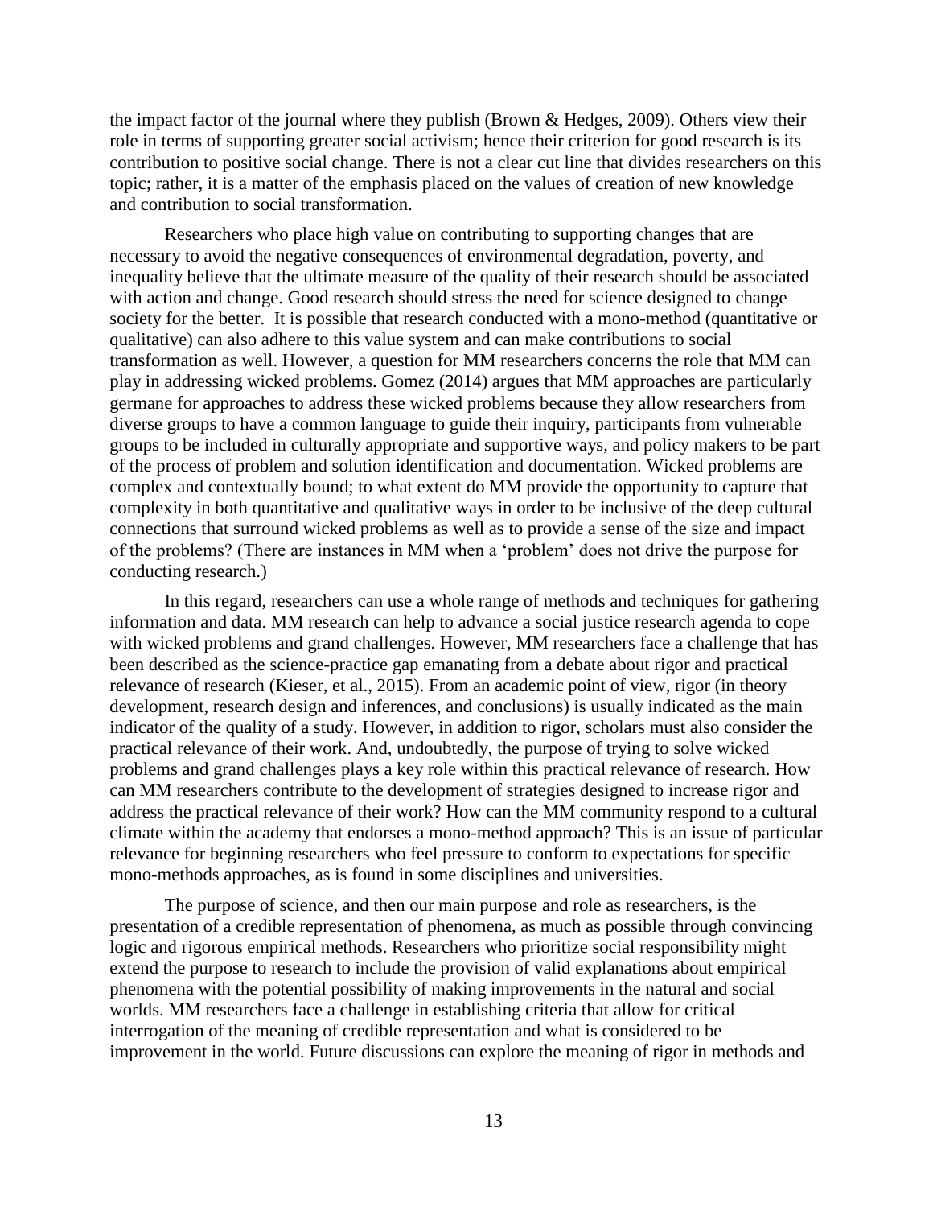the impact factor of the journal where they publish (Brown & Hedges, 2009). Others view their role in terms of supporting greater social activism; hence their criterion for good research is its contribution to positive social change. There is not a clear cut line that divides researchers on this topic; rather, it is a matter of the emphasis placed on the values of creation of new knowledge and contribution to social transformation.

Researchers who place high value on contributing to supporting changes that are necessary to avoid the negative consequences of environmental degradation, poverty, and inequality believe that the ultimate measure of the quality of their research should be associated with action and change. Good research should stress the need for science designed to change society for the better. It is possible that research conducted with a mono-method (quantitative or qualitative) can also adhere to this value system and can make contributions to social transformation as well. However, a question for MM researchers concerns the role that MM can play in addressing wicked problems. Gomez (2014) argues that MM approaches are particularly germane for approaches to address these wicked problems because they allow researchers from diverse groups to have a common language to guide their inquiry, participants from vulnerable groups to be included in culturally appropriate and supportive ways, and policy makers to be part of the process of problem and solution identification and documentation. Wicked problems are complex and contextually bound; to what extent do MM provide the opportunity to capture that complexity in both quantitative and qualitative ways in order to be inclusive of the deep cultural connections that surround wicked problems as well as to provide a sense of the size and impact of the problems? (There are instances in MM when a 'problem' does not drive the purpose for conducting research.)

In this regard, researchers can use a whole range of methods and techniques for gathering information and data. MM research can help to advance a social justice research agenda to cope with wicked problems and grand challenges. However, MM researchers face a challenge that has been described as the science-practice gap emanating from a debate about rigor and practical relevance of research (Kieser, et al., 2015). From an academic point of view, rigor (in theory development, research design and inferences, and conclusions) is usually indicated as the main indicator of the quality of a study. However, in addition to rigor, scholars must also consider the practical relevance of their work. And, undoubtedly, the purpose of trying to solve wicked problems and grand challenges plays a key role within this practical relevance of research. How can MM researchers contribute to the development of strategies designed to increase rigor and address the practical relevance of their work? How can the MM community respond to a cultural climate within the academy that endorses a mono-method approach? This is an issue of particular relevance for beginning researchers who feel pressure to conform to expectations for specific mono-methods approaches, as is found in some disciplines and universities.

The purpose of science, and then our main purpose and role as researchers, is the presentation of a credible representation of phenomena, as much as possible through convincing logic and rigorous empirical methods. Researchers who prioritize social responsibility might extend the purpose to research to include the provision of valid explanations about empirical phenomena with the potential possibility of making improvements in the natural and social worlds. MM researchers face a challenge in establishing criteria that allow for critical interrogation of the meaning of credible representation and what is considered to be improvement in the world. Future discussions can explore the meaning of rigor in methods and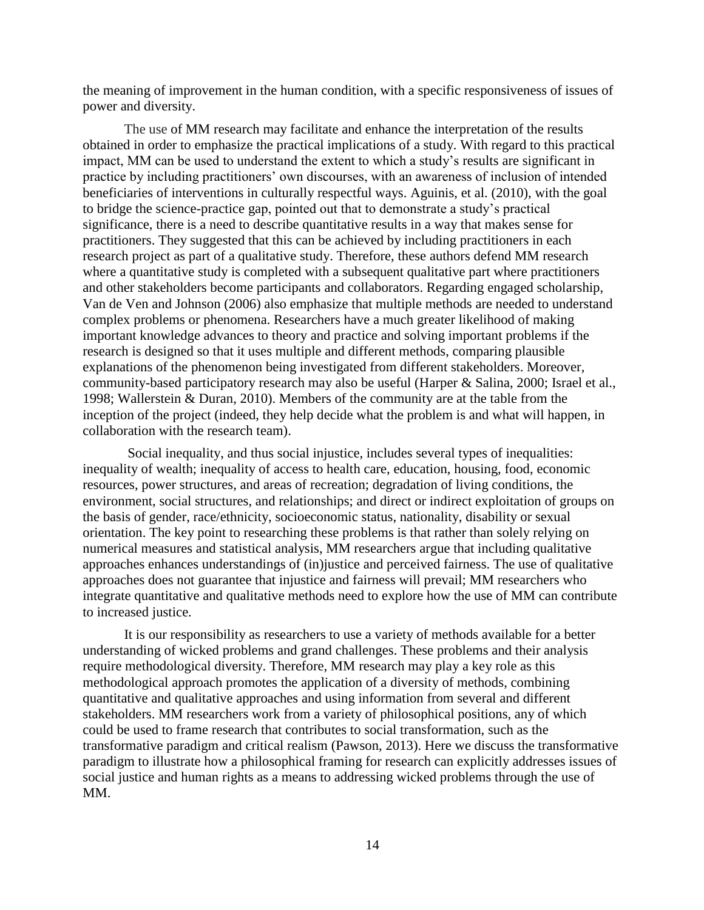the meaning of improvement in the human condition, with a specific responsiveness of issues of power and diversity.

The use of MM research may facilitate and enhance the interpretation of the results obtained in order to emphasize the practical implications of a study. With regard to this practical impact, MM can be used to understand the extent to which a study's results are significant in practice by including practitioners' own discourses, with an awareness of inclusion of intended beneficiaries of interventions in culturally respectful ways. Aguinis, et al. (2010), with the goal to bridge the science-practice gap, pointed out that to demonstrate a study's practical significance, there is a need to describe quantitative results in a way that makes sense for practitioners. They suggested that this can be achieved by including practitioners in each research project as part of a qualitative study. Therefore, these authors defend MM research where a quantitative study is completed with a subsequent qualitative part where practitioners and other stakeholders become participants and collaborators. Regarding engaged scholarship, Van de Ven and Johnson (2006) also emphasize that multiple methods are needed to understand complex problems or phenomena. Researchers have a much greater likelihood of making important knowledge advances to theory and practice and solving important problems if the research is designed so that it uses multiple and different methods, comparing plausible explanations of the phenomenon being investigated from different stakeholders. Moreover, community-based participatory research may also be useful (Harper & Salina, 2000; Israel et al., 1998; Wallerstein & Duran, 2010). Members of the community are at the table from the inception of the project (indeed, they help decide what the problem is and what will happen, in collaboration with the research team).

Social inequality, and thus social injustice, includes several types of inequalities: inequality of wealth; inequality of access to health care, education, housing, food, economic resources, power structures, and areas of recreation; degradation of living conditions, the environment, social structures, and relationships; and direct or indirect exploitation of groups on the basis of gender, race/ethnicity, socioeconomic status, nationality, disability or sexual orientation. The key point to researching these problems is that rather than solely relying on numerical measures and statistical analysis, MM researchers argue that including qualitative approaches enhances understandings of (in)justice and perceived fairness. The use of qualitative approaches does not guarantee that injustice and fairness will prevail; MM researchers who integrate quantitative and qualitative methods need to explore how the use of MM can contribute to increased justice.

It is our responsibility as researchers to use a variety of methods available for a better understanding of wicked problems and grand challenges. These problems and their analysis require methodological diversity. Therefore, MM research may play a key role as this methodological approach promotes the application of a diversity of methods, combining quantitative and qualitative approaches and using information from several and different stakeholders. MM researchers work from a variety of philosophical positions, any of which could be used to frame research that contributes to social transformation, such as the transformative paradigm and critical realism (Pawson, 2013). Here we discuss the transformative paradigm to illustrate how a philosophical framing for research can explicitly addresses issues of social justice and human rights as a means to addressing wicked problems through the use of MM.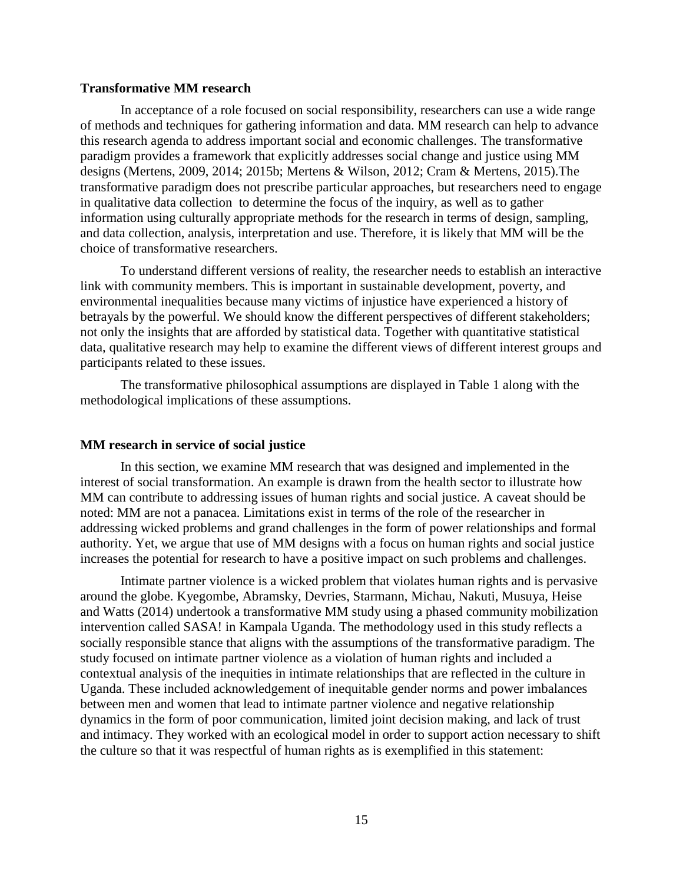### Transformative MM research

In acceptance of a role focused on social responsibility, researchers can use a wide range of methods and techniques for gathering information and data. MM research can help to advance this research agenda to address important social and economic challenges. The transformative paradigm provides a framework that explicitly addresses social change and justice using MM designs (Mertens, 2009, 2014; 2015b; Mertens & Wilson, 2012; Cram & Mertens, 2015).The transformative paradigm does not prescribe particular approaches, but researchers need to engage in qualitative data collection to determine the focus of the inquiry, as well as to gather information using culturally appropriate methods for the research in terms of design, sampling, and data collection, analysis, interpretation and use. Therefore, it is likely that MM will be the choice of transformative researchers.

To understand different versions of reality, the researcher needs to establish an interactive link with community members. This is important in sustainable development, poverty, and environmental inequalities because many victims of injustice have experienced a history of betrayals by the powerful. We should know the different perspectives of different stakeholders; not only the insights that are afforded by statistical data. Together with quantitative statistical data, qualitative research may help to examine the different views of different interest groups and participants related to these issues.

The transformative philosophical assumptions are displayed in Table 1 along with the methodological implications of these assumptions.

### MM research in service of social justice

In this section, we examine MM research that was designed and implemented in the interest of social transformation. An example is drawn from the health sector to illustrate how MM can contribute to addressing issues of human rights and social justice. A caveat should be noted: MM are not a panacea. Limitations exist in terms of the role of the researcher in addressing wicked problems and grand challenges in the form of power relationships and formal authority. Yet, we argue that use of MM designs with a focus on human rights and social justice increases the potential for research to have a positive impact on such problems and challenges.

Intimate partner violence is a wicked problem that violates human rights and is pervasive around the globe. Kyegombe, Abramsky, Devries, Starmann, Michau, Nakuti, Musuya, Heise and Watts (2014) undertook a transformative MM study using a phased community mobilization intervention called SASA! in Kampala Uganda. The methodology used in this study reflects a socially responsible stance that aligns with the assumptions of the transformative paradigm. The study focused on intimate partner violence as a violation of human rights and included a contextual analysis of the inequities in intimate relationships that are reflected in the culture in Uganda. These included acknowledgement of inequitable gender norms and power imbalances between men and women that lead to intimate partner violence and negative relationship dynamics in the form of poor communication, limited joint decision making, and lack of trust and intimacy. They worked with an ecological model in order to support action necessary to shift the culture so that it was respectful of human rights as is exemplified in this statement: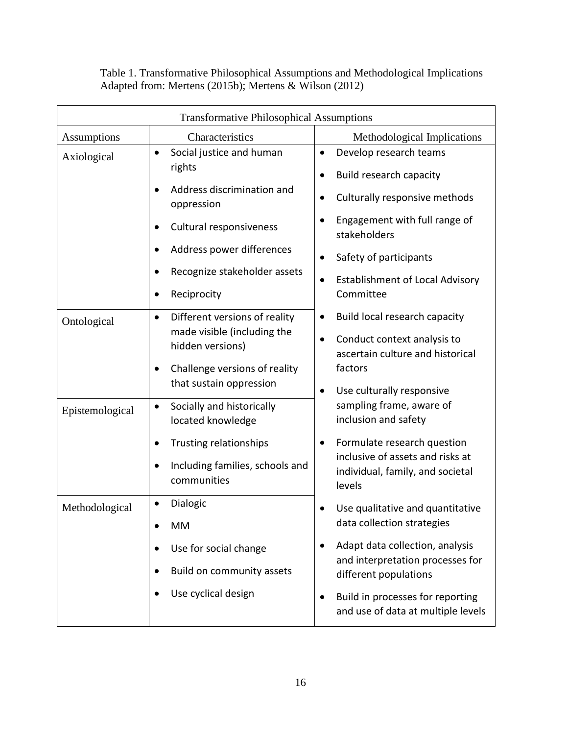Table 1. Transformative Philosophical Assumptions and Methodological Implications
Adapted from: Mertens (2015b); Mertens & Wilson (2012)

| Transformative Philosophical Assumptions | | |
|---|---|---|
| Assumptions | Characteristics | Methodological Implications |
| Axiological | • Social justice and human rights<br>• Address discrimination and oppression<br>• Cultural responsiveness<br>• Address power differences<br>• Recognize stakeholder assets<br>• Reciprocity | • Develop research teams<br>• Build research capacity<br>• Culturally responsive methods<br>• Engagement with full range of stakeholders<br>• Safety of participants<br>• Establishment of Local Advisory Committee |
| Ontological | • Different versions of reality made visible (including the hidden versions)<br>• Challenge versions of reality that sustain oppression | • Build local research capacity<br>• Conduct context analysis to ascertain culture and historical factors<br>• Use culturally responsive sampling frame, aware of inclusion and safety<br>• Formulate research question inclusive of assets and risks at individual, family, and societal levels<br>• Use qualitative and quantitative data collection strategies<br>• Adapt data collection, analysis and interpretation processes for different populations<br>• Build in processes for reporting and use of data at multiple levels |
| Epistemological | • Socially and historically located knowledge<br>• Trusting relationships<br>• Including families, schools and communities | |
| Methodological | • Dialogic<br>• MM<br>• Use for social change<br>• Build on community assets<br>• Use cyclical design | |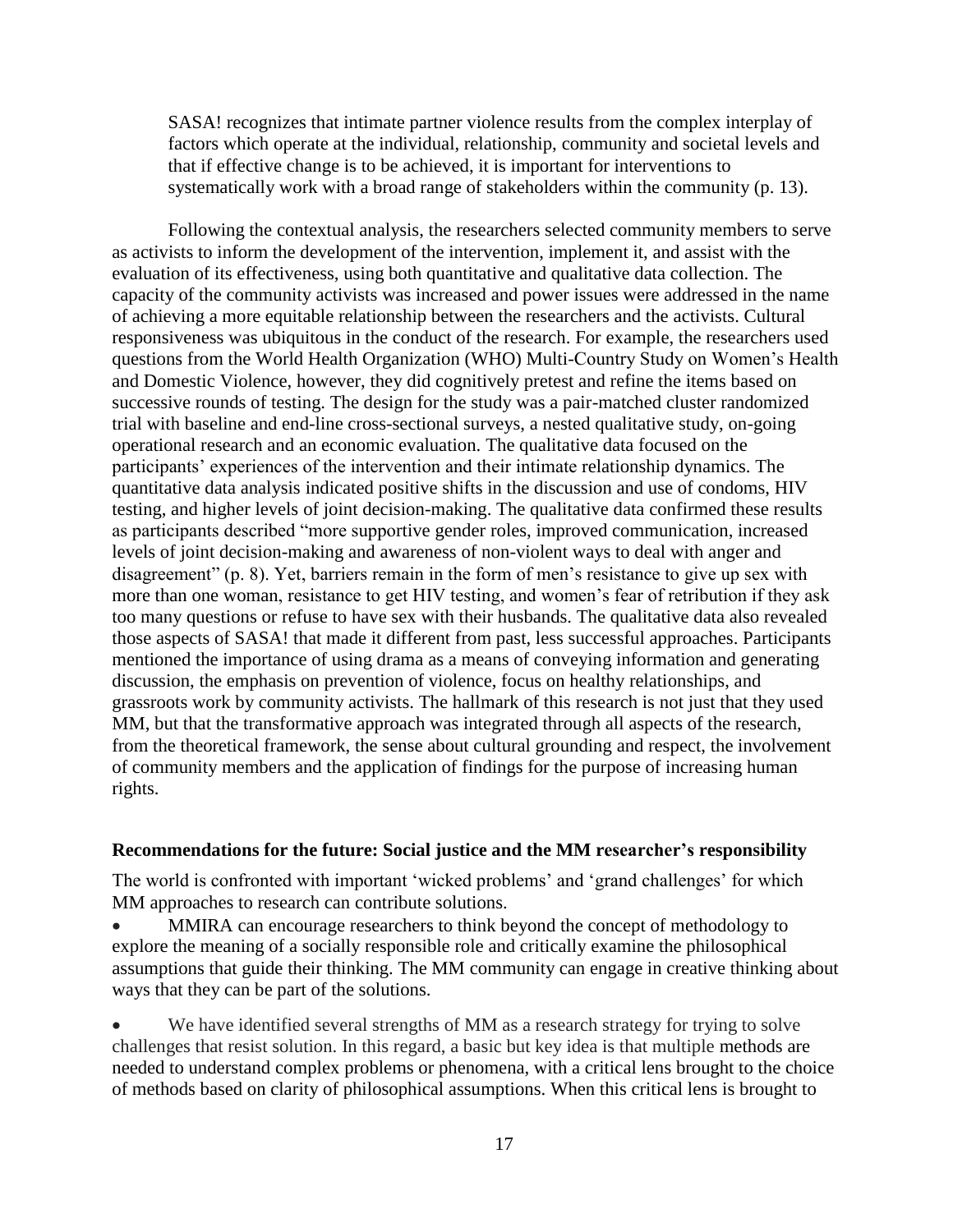> SASA! recognizes that intimate partner violence results from the complex interplay of factors which operate at the individual, relationship, community and societal levels and that if effective change is to be achieved, it is important for interventions to systematically work with a broad range of stakeholders within the community (p. 13).

Following the contextual analysis, the researchers selected community members to serve as activists to inform the development of the intervention, implement it, and assist with the evaluation of its effectiveness, using both quantitative and qualitative data collection. The capacity of the community activists was increased and power issues were addressed in the name of achieving a more equitable relationship between the researchers and the activists. Cultural responsiveness was ubiquitous in the conduct of the research. For example, the researchers used questions from the World Health Organization (WHO) Multi-Country Study on Women's Health and Domestic Violence, however, they did cognitively pretest and refine the items based on successive rounds of testing. The design for the study was a pair-matched cluster randomized trial with baseline and end-line cross-sectional surveys, a nested qualitative study, on-going operational research and an economic evaluation. The qualitative data focused on the participants' experiences of the intervention and their intimate relationship dynamics. The quantitative data analysis indicated positive shifts in the discussion and use of condoms, HIV testing, and higher levels of joint decision-making. The qualitative data confirmed these results as participants described "more supportive gender roles, improved communication, increased levels of joint decision-making and awareness of non-violent ways to deal with anger and disagreement" (p. 8). Yet, barriers remain in the form of men's resistance to give up sex with more than one woman, resistance to get HIV testing, and women's fear of retribution if they ask too many questions or refuse to have sex with their husbands. The qualitative data also revealed those aspects of SASA! that made it different from past, less successful approaches. Participants mentioned the importance of using drama as a means of conveying information and generating discussion, the emphasis on prevention of violence, focus on healthy relationships, and grassroots work by community activists. The hallmark of this research is not just that they used MM, but that the transformative approach was integrated through all aspects of the research, from the theoretical framework, the sense about cultural grounding and respect, the involvement of community members and the application of findings for the purpose of increasing human rights.

### Recommendations for the future: Social justice and the MM researcher's responsibility

The world is confronted with important 'wicked problems' and 'grand challenges' for which MM approaches to research can contribute solutions.

- MMIRA can encourage researchers to think beyond the concept of methodology to explore the meaning of a socially responsible role and critically examine the philosophical assumptions that guide their thinking. The MM community can engage in creative thinking about ways that they can be part of the solutions.

- We have identified several strengths of MM as a research strategy for trying to solve challenges that resist solution. In this regard, a basic but key idea is that multiple methods are needed to understand complex problems or phenomena, with a critical lens brought to the choice of methods based on clarity of philosophical assumptions. When this critical lens is brought to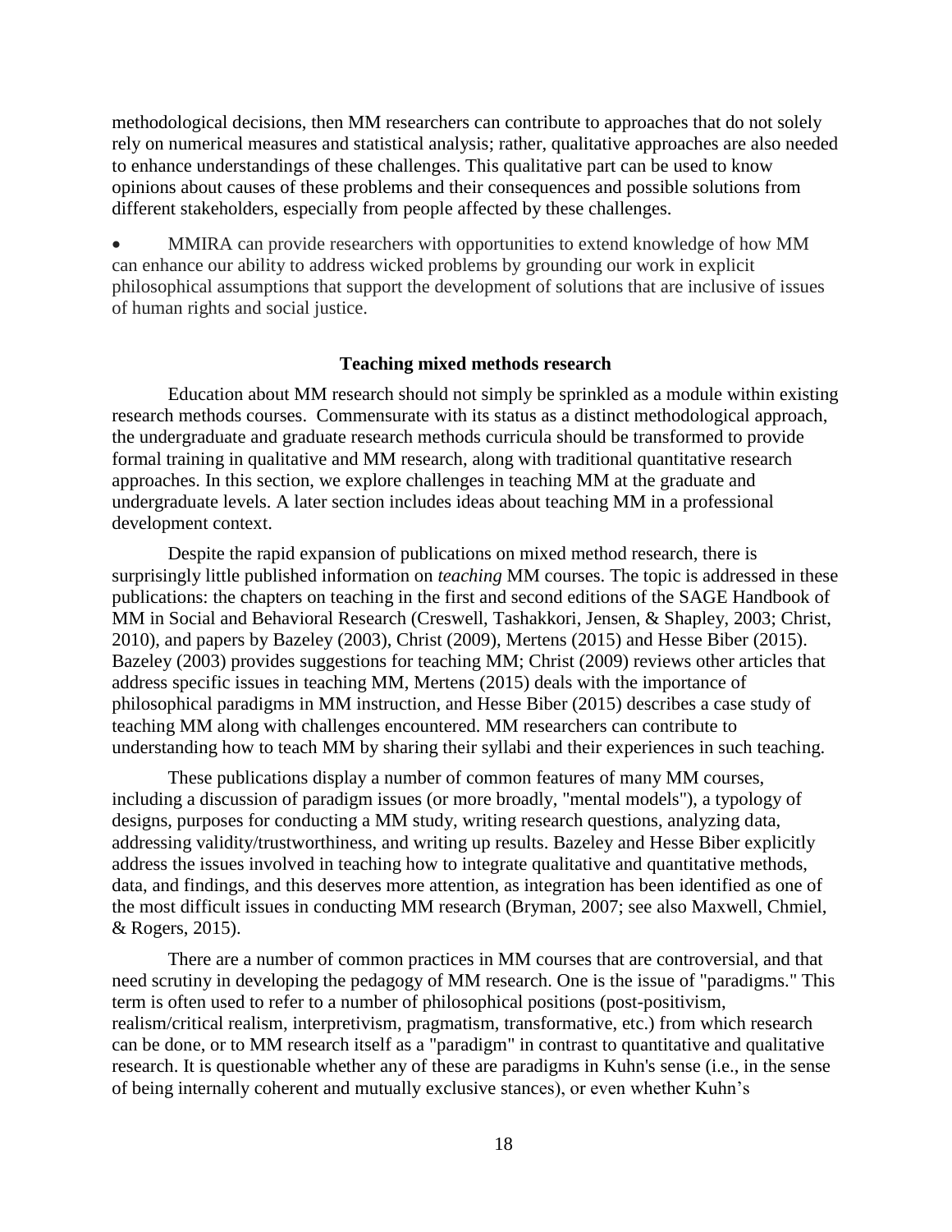methodological decisions, then MM researchers can contribute to approaches that do not solely rely on numerical measures and statistical analysis; rather, qualitative approaches are also needed to enhance understandings of these challenges. This qualitative part can be used to know opinions about causes of these problems and their consequences and possible solutions from different stakeholders, especially from people affected by these challenges.

- MMIRA can provide researchers with opportunities to extend knowledge of how MM can enhance our ability to address wicked problems by grounding our work in explicit philosophical assumptions that support the development of solutions that are inclusive of issues of human rights and social justice.

### Teaching mixed methods research

Education about MM research should not simply be sprinkled as a module within existing research methods courses. Commensurate with its status as a distinct methodological approach, the undergraduate and graduate research methods curricula should be transformed to provide formal training in qualitative and MM research, along with traditional quantitative research approaches. In this section, we explore challenges in teaching MM at the graduate and undergraduate levels. A later section includes ideas about teaching MM in a professional development context.

Despite the rapid expansion of publications on mixed method research, there is surprisingly little published information on *teaching* MM courses. The topic is addressed in these publications: the chapters on teaching in the first and second editions of the SAGE Handbook of MM in Social and Behavioral Research (Creswell, Tashakkori, Jensen, & Shapley, 2003; Christ, 2010), and papers by Bazeley (2003), Christ (2009), Mertens (2015) and Hesse Biber (2015). Bazeley (2003) provides suggestions for teaching MM; Christ (2009) reviews other articles that address specific issues in teaching MM, Mertens (2015) deals with the importance of philosophical paradigms in MM instruction, and Hesse Biber (2015) describes a case study of teaching MM along with challenges encountered. MM researchers can contribute to understanding how to teach MM by sharing their syllabi and their experiences in such teaching.

These publications display a number of common features of many MM courses, including a discussion of paradigm issues (or more broadly, "mental models"), a typology of designs, purposes for conducting a MM study, writing research questions, analyzing data, addressing validity/trustworthiness, and writing up results. Bazeley and Hesse Biber explicitly address the issues involved in teaching how to integrate qualitative and quantitative methods, data, and findings, and this deserves more attention, as integration has been identified as one of the most difficult issues in conducting MM research (Bryman, 2007; see also Maxwell, Chmiel, & Rogers, 2015).

There are a number of common practices in MM courses that are controversial, and that need scrutiny in developing the pedagogy of MM research. One is the issue of "paradigms." This term is often used to refer to a number of philosophical positions (post-positivism, realism/critical realism, interpretivism, pragmatism, transformative, etc.) from which research can be done, or to MM research itself as a "paradigm" in contrast to quantitative and qualitative research. It is questionable whether any of these are paradigms in Kuhn's sense (i.e., in the sense of being internally coherent and mutually exclusive stances), or even whether Kuhn's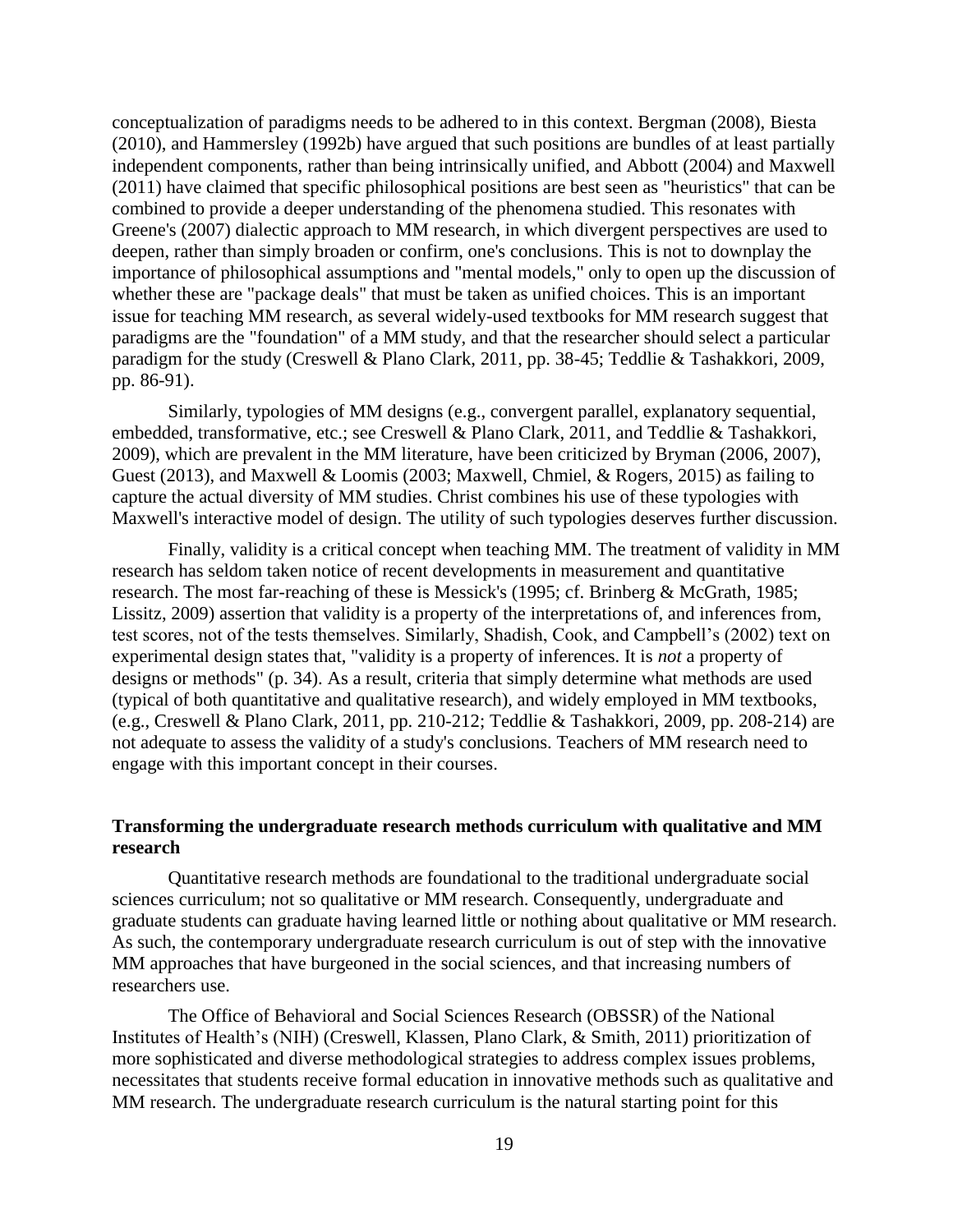conceptualization of paradigms needs to be adhered to in this context. Bergman (2008), Biesta (2010), and Hammersley (1992b) have argued that such positions are bundles of at least partially independent components, rather than being intrinsically unified, and Abbott (2004) and Maxwell (2011) have claimed that specific philosophical positions are best seen as "heuristics" that can be combined to provide a deeper understanding of the phenomena studied. This resonates with Greene's (2007) dialectic approach to MM research, in which divergent perspectives are used to deepen, rather than simply broaden or confirm, one's conclusions. This is not to downplay the importance of philosophical assumptions and "mental models," only to open up the discussion of whether these are "package deals" that must be taken as unified choices. This is an important issue for teaching MM research, as several widely-used textbooks for MM research suggest that paradigms are the "foundation" of a MM study, and that the researcher should select a particular paradigm for the study (Creswell & Plano Clark, 2011, pp. 38-45; Teddlie & Tashakkori, 2009, pp. 86-91).

Similarly, typologies of MM designs (e.g., convergent parallel, explanatory sequential, embedded, transformative, etc.; see Creswell & Plano Clark, 2011, and Teddlie & Tashakkori, 2009), which are prevalent in the MM literature, have been criticized by Bryman (2006, 2007), Guest (2013), and Maxwell & Loomis (2003; Maxwell, Chmiel, & Rogers, 2015) as failing to capture the actual diversity of MM studies. Christ combines his use of these typologies with Maxwell's interactive model of design. The utility of such typologies deserves further discussion.

Finally, validity is a critical concept when teaching MM. The treatment of validity in MM research has seldom taken notice of recent developments in measurement and quantitative research. The most far-reaching of these is Messick's (1995; cf. Brinberg & McGrath, 1985; Lissitz, 2009) assertion that validity is a property of the interpretations of, and inferences from, test scores, not of the tests themselves. Similarly, Shadish, Cook, and Campbell's (2002) text on experimental design states that, "validity is a property of inferences. It is *not* a property of designs or methods" (p. 34). As a result, criteria that simply determine what methods are used (typical of both quantitative and qualitative research), and widely employed in MM textbooks, (e.g., Creswell & Plano Clark, 2011, pp. 210-212; Teddlie & Tashakkori, 2009, pp. 208-214) are not adequate to assess the validity of a study's conclusions. Teachers of MM research need to engage with this important concept in their courses.

### Transforming the undergraduate research methods curriculum with qualitative and MM research

Quantitative research methods are foundational to the traditional undergraduate social sciences curriculum; not so qualitative or MM research. Consequently, undergraduate and graduate students can graduate having learned little or nothing about qualitative or MM research. As such, the contemporary undergraduate research curriculum is out of step with the innovative MM approaches that have burgeoned in the social sciences, and that increasing numbers of researchers use.

The Office of Behavioral and Social Sciences Research (OBSSR) of the National Institutes of Health's (NIH) (Creswell, Klassen, Plano Clark, & Smith, 2011) prioritization of more sophisticated and diverse methodological strategies to address complex issues problems, necessitates that students receive formal education in innovative methods such as qualitative and MM research. The undergraduate research curriculum is the natural starting point for this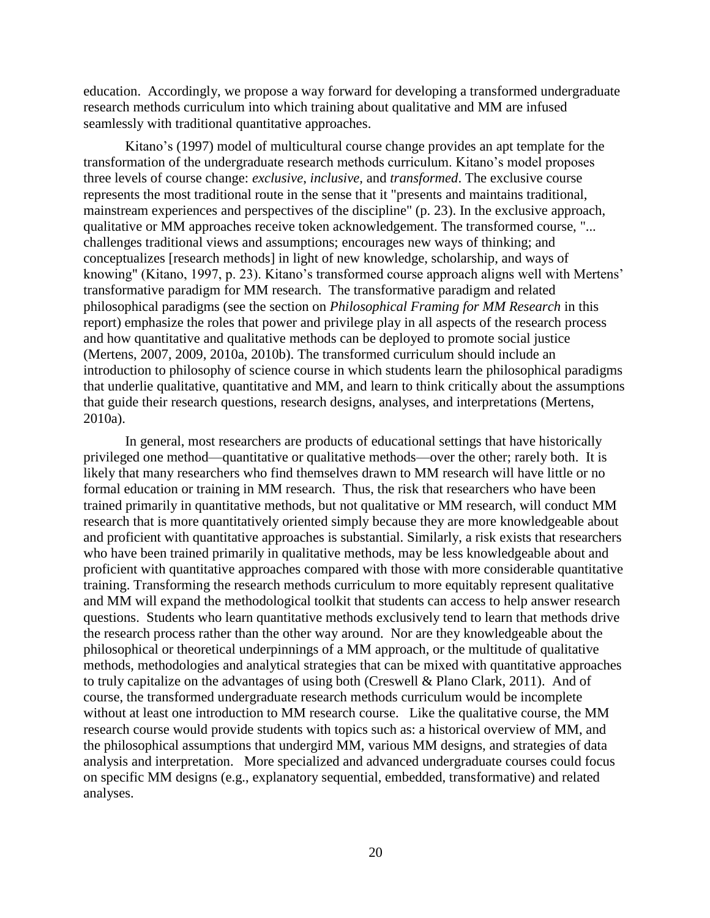education. Accordingly, we propose a way forward for developing a transformed undergraduate research methods curriculum into which training about qualitative and MM are infused seamlessly with traditional quantitative approaches.

Kitano's (1997) model of multicultural course change provides an apt template for the transformation of the undergraduate research methods curriculum. Kitano's model proposes three levels of course change: *exclusive*, *inclusive*, and *transformed*. The exclusive course represents the most traditional route in the sense that it "presents and maintains traditional, mainstream experiences and perspectives of the discipline" (p. 23). In the exclusive approach, qualitative or MM approaches receive token acknowledgement. The transformed course, "... challenges traditional views and assumptions; encourages new ways of thinking; and conceptualizes [research methods] in light of new knowledge, scholarship, and ways of knowing" (Kitano, 1997, p. 23). Kitano's transformed course approach aligns well with Mertens' transformative paradigm for MM research. The transformative paradigm and related philosophical paradigms (see the section on *Philosophical Framing for MM Research* in this report) emphasize the roles that power and privilege play in all aspects of the research process and how quantitative and qualitative methods can be deployed to promote social justice (Mertens, 2007, 2009, 2010a, 2010b). The transformed curriculum should include an introduction to philosophy of science course in which students learn the philosophical paradigms that underlie qualitative, quantitative and MM, and learn to think critically about the assumptions that guide their research questions, research designs, analyses, and interpretations (Mertens, 2010a).

In general, most researchers are products of educational settings that have historically privileged one method—quantitative or qualitative methods—over the other; rarely both. It is likely that many researchers who find themselves drawn to MM research will have little or no formal education or training in MM research. Thus, the risk that researchers who have been trained primarily in quantitative methods, but not qualitative or MM research, will conduct MM research that is more quantitatively oriented simply because they are more knowledgeable about and proficient with quantitative approaches is substantial. Similarly, a risk exists that researchers who have been trained primarily in qualitative methods, may be less knowledgeable about and proficient with quantitative approaches compared with those with more considerable quantitative training. Transforming the research methods curriculum to more equitably represent qualitative and MM will expand the methodological toolkit that students can access to help answer research questions. Students who learn quantitative methods exclusively tend to learn that methods drive the research process rather than the other way around. Nor are they knowledgeable about the philosophical or theoretical underpinnings of a MM approach, or the multitude of qualitative methods, methodologies and analytical strategies that can be mixed with quantitative approaches to truly capitalize on the advantages of using both (Creswell & Plano Clark, 2011). And of course, the transformed undergraduate research methods curriculum would be incomplete without at least one introduction to MM research course. Like the qualitative course, the MM research course would provide students with topics such as: a historical overview of MM, and the philosophical assumptions that undergird MM, various MM designs, and strategies of data analysis and interpretation. More specialized and advanced undergraduate courses could focus on specific MM designs (e.g., explanatory sequential, embedded, transformative) and related analyses.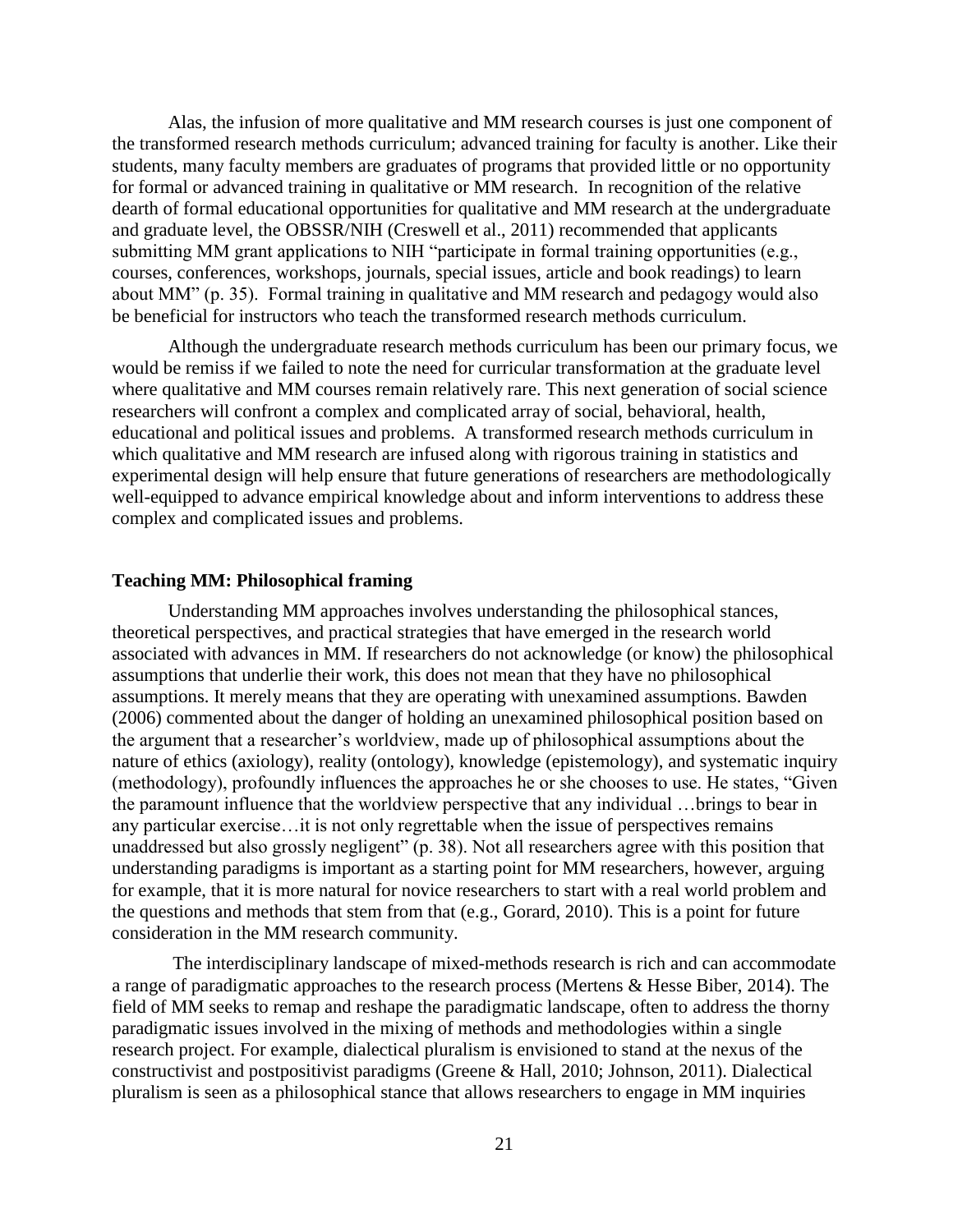Alas, the infusion of more qualitative and MM research courses is just one component of the transformed research methods curriculum; advanced training for faculty is another. Like their students, many faculty members are graduates of programs that provided little or no opportunity for formal or advanced training in qualitative or MM research. In recognition of the relative dearth of formal educational opportunities for qualitative and MM research at the undergraduate and graduate level, the OBSSR/NIH (Creswell et al., 2011) recommended that applicants submitting MM grant applications to NIH "participate in formal training opportunities (e.g., courses, conferences, workshops, journals, special issues, article and book readings) to learn about MM" (p. 35). Formal training in qualitative and MM research and pedagogy would also be beneficial for instructors who teach the transformed research methods curriculum.

Although the undergraduate research methods curriculum has been our primary focus, we would be remiss if we failed to note the need for curricular transformation at the graduate level where qualitative and MM courses remain relatively rare. This next generation of social science researchers will confront a complex and complicated array of social, behavioral, health, educational and political issues and problems. A transformed research methods curriculum in which qualitative and MM research are infused along with rigorous training in statistics and experimental design will help ensure that future generations of researchers are methodologically well-equipped to advance empirical knowledge about and inform interventions to address these complex and complicated issues and problems.

### Teaching MM: Philosophical framing

Understanding MM approaches involves understanding the philosophical stances, theoretical perspectives, and practical strategies that have emerged in the research world associated with advances in MM. If researchers do not acknowledge (or know) the philosophical assumptions that underlie their work, this does not mean that they have no philosophical assumptions. It merely means that they are operating with unexamined assumptions. Bawden (2006) commented about the danger of holding an unexamined philosophical position based on the argument that a researcher's worldview, made up of philosophical assumptions about the nature of ethics (axiology), reality (ontology), knowledge (epistemology), and systematic inquiry (methodology), profoundly influences the approaches he or she chooses to use. He states, "Given the paramount influence that the worldview perspective that any individual …brings to bear in any particular exercise…it is not only regrettable when the issue of perspectives remains unaddressed but also grossly negligent" (p. 38). Not all researchers agree with this position that understanding paradigms is important as a starting point for MM researchers, however, arguing for example, that it is more natural for novice researchers to start with a real world problem and the questions and methods that stem from that (e.g., Gorard, 2010). This is a point for future consideration in the MM research community.

The interdisciplinary landscape of mixed-methods research is rich and can accommodate a range of paradigmatic approaches to the research process (Mertens & Hesse Biber, 2014). The field of MM seeks to remap and reshape the paradigmatic landscape, often to address the thorny paradigmatic issues involved in the mixing of methods and methodologies within a single research project. For example, dialectical pluralism is envisioned to stand at the nexus of the constructivist and postpositivist paradigms (Greene & Hall, 2010; Johnson, 2011). Dialectical pluralism is seen as a philosophical stance that allows researchers to engage in MM inquiries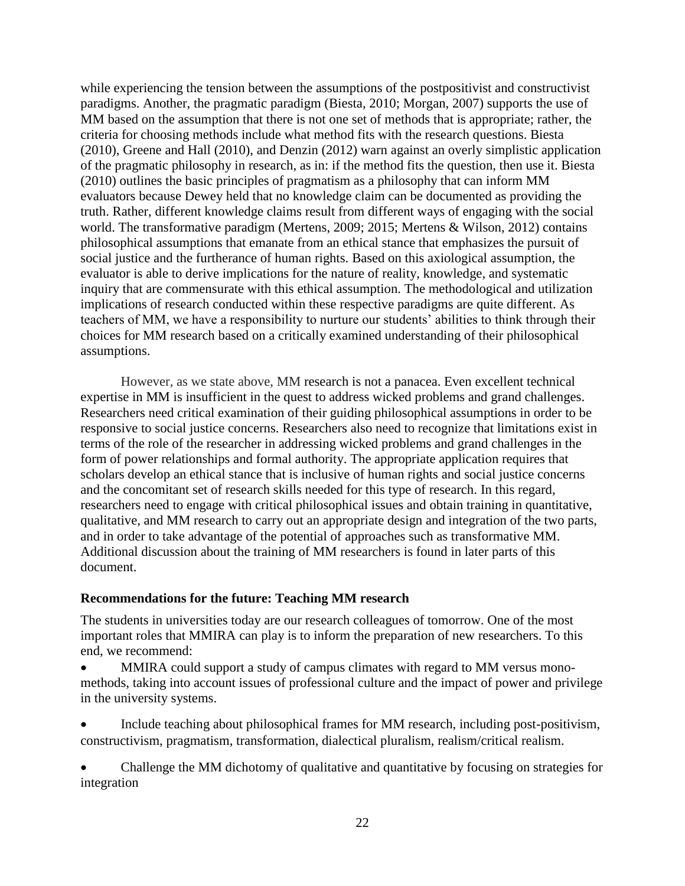while experiencing the tension between the assumptions of the postpositivist and constructivist paradigms. Another, the pragmatic paradigm (Biesta, 2010; Morgan, 2007) supports the use of MM based on the assumption that there is not one set of methods that is appropriate; rather, the criteria for choosing methods include what method fits with the research questions. Biesta (2010), Greene and Hall (2010), and Denzin (2012) warn against an overly simplistic application of the pragmatic philosophy in research, as in: if the method fits the question, then use it. Biesta (2010) outlines the basic principles of pragmatism as a philosophy that can inform MM evaluators because Dewey held that no knowledge claim can be documented as providing the truth. Rather, different knowledge claims result from different ways of engaging with the social world. The transformative paradigm (Mertens, 2009; 2015; Mertens & Wilson, 2012) contains philosophical assumptions that emanate from an ethical stance that emphasizes the pursuit of social justice and the furtherance of human rights. Based on this axiological assumption, the evaluator is able to derive implications for the nature of reality, knowledge, and systematic inquiry that are commensurate with this ethical assumption. The methodological and utilization implications of research conducted within these respective paradigms are quite different. As teachers of MM, we have a responsibility to nurture our students' abilities to think through their choices for MM research based on a critically examined understanding of their philosophical assumptions.

However, as we state above, MM research is not a panacea. Even excellent technical expertise in MM is insufficient in the quest to address wicked problems and grand challenges. Researchers need critical examination of their guiding philosophical assumptions in order to be responsive to social justice concerns. Researchers also need to recognize that limitations exist in terms of the role of the researcher in addressing wicked problems and grand challenges in the form of power relationships and formal authority. The appropriate application requires that scholars develop an ethical stance that is inclusive of human rights and social justice concerns and the concomitant set of research skills needed for this type of research. In this regard, researchers need to engage with critical philosophical issues and obtain training in quantitative, qualitative, and MM research to carry out an appropriate design and integration of the two parts, and in order to take advantage of the potential of approaches such as transformative MM. Additional discussion about the training of MM researchers is found in later parts of this document.

### Recommendations for the future: Teaching MM research

The students in universities today are our research colleagues of tomorrow. One of the most important roles that MMIRA can play is to inform the preparation of new researchers. To this end, we recommend:

- MMIRA could support a study of campus climates with regard to MM versus mono-methods, taking into account issues of professional culture and the impact of power and privilege in the university systems.
- Include teaching about philosophical frames for MM research, including post-positivism, constructivism, pragmatism, transformation, dialectical pluralism, realism/critical realism.
- Challenge the MM dichotomy of qualitative and quantitative by focusing on strategies for integration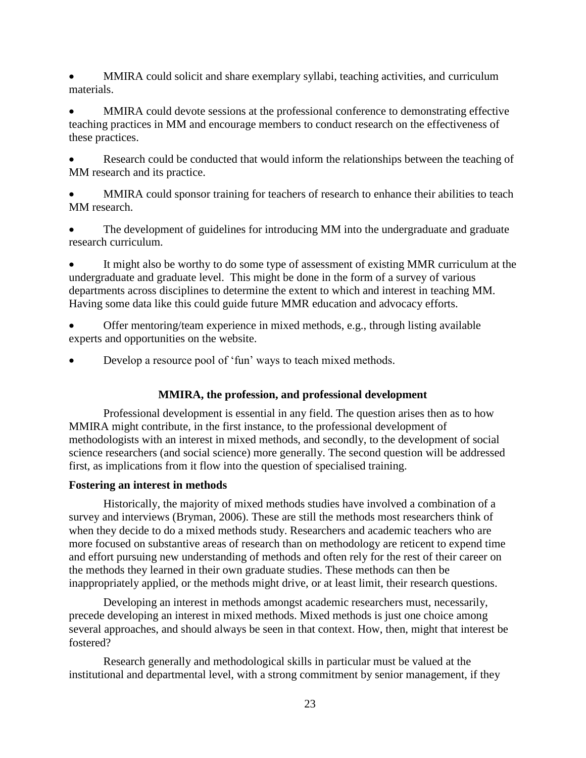- MMIRA could solicit and share exemplary syllabi, teaching activities, and curriculum materials.

- MMIRA could devote sessions at the professional conference to demonstrating effective teaching practices in MM and encourage members to conduct research on the effectiveness of these practices.

- Research could be conducted that would inform the relationships between the teaching of MM research and its practice.

- MMIRA could sponsor training for teachers of research to enhance their abilities to teach MM research.

- The development of guidelines for introducing MM into the undergraduate and graduate research curriculum.

- It might also be worthy to do some type of assessment of existing MMR curriculum at the undergraduate and graduate level. This might be done in the form of a survey of various departments across disciplines to determine the extent to which and interest in teaching MM. Having some data like this could guide future MMR education and advocacy efforts.

- Offer mentoring/team experience in mixed methods, e.g., through listing available experts and opportunities on the website.

- Develop a resource pool of 'fun' ways to teach mixed methods.

## MMIRA, the profession, and professional development

Professional development is essential in any field. The question arises then as to how MMIRA might contribute, in the first instance, to the professional development of methodologists with an interest in mixed methods, and secondly, to the development of social science researchers (and social science) more generally. The second question will be addressed first, as implications from it flow into the question of specialised training.

### Fostering an interest in methods

Historically, the majority of mixed methods studies have involved a combination of a survey and interviews (Bryman, 2006). These are still the methods most researchers think of when they decide to do a mixed methods study. Researchers and academic teachers who are more focused on substantive areas of research than on methodology are reticent to expend time and effort pursuing new understanding of methods and often rely for the rest of their career on the methods they learned in their own graduate studies. These methods can then be inappropriately applied, or the methods might drive, or at least limit, their research questions.

Developing an interest in methods amongst academic researchers must, necessarily, precede developing an interest in mixed methods. Mixed methods is just one choice among several approaches, and should always be seen in that context. How, then, might that interest be fostered?

Research generally and methodological skills in particular must be valued at the institutional and departmental level, with a strong commitment by senior management, if they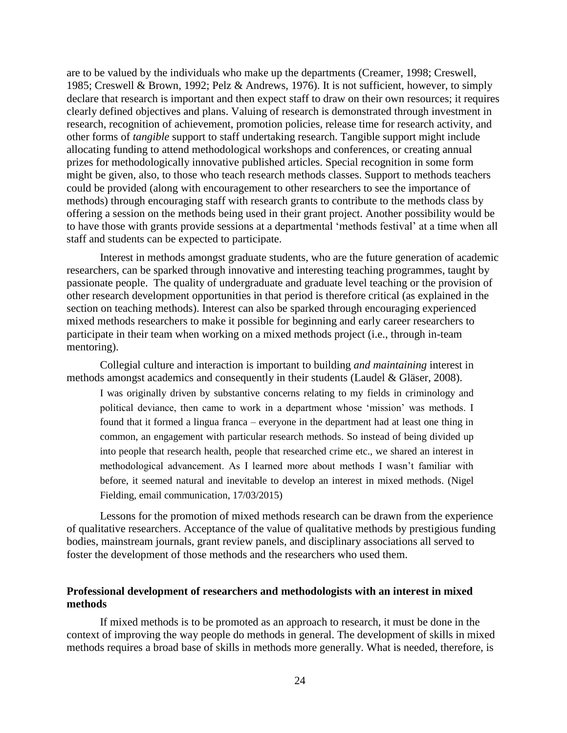are to be valued by the individuals who make up the departments (Creamer, 1998; Creswell, 1985; Creswell & Brown, 1992; Pelz & Andrews, 1976). It is not sufficient, however, to simply declare that research is important and then expect staff to draw on their own resources; it requires clearly defined objectives and plans. Valuing of research is demonstrated through investment in research, recognition of achievement, promotion policies, release time for research activity, and other forms of *tangible* support to staff undertaking research. Tangible support might include allocating funding to attend methodological workshops and conferences, or creating annual prizes for methodologically innovative published articles. Special recognition in some form might be given, also, to those who teach research methods classes. Support to methods teachers could be provided (along with encouragement to other researchers to see the importance of methods) through encouraging staff with research grants to contribute to the methods class by offering a session on the methods being used in their grant project. Another possibility would be to have those with grants provide sessions at a departmental 'methods festival' at a time when all staff and students can be expected to participate.

Interest in methods amongst graduate students, who are the future generation of academic researchers, can be sparked through innovative and interesting teaching programmes, taught by passionate people. The quality of undergraduate and graduate level teaching or the provision of other research development opportunities in that period is therefore critical (as explained in the section on teaching methods). Interest can also be sparked through encouraging experienced mixed methods researchers to make it possible for beginning and early career researchers to participate in their team when working on a mixed methods project (i.e., through in-team mentoring).

Collegial culture and interaction is important to building *and maintaining* interest in methods amongst academics and consequently in their students (Laudel & Gläser, 2008).

> I was originally driven by substantive concerns relating to my fields in criminology and political deviance, then came to work in a department whose 'mission' was methods. I found that it formed a lingua franca – everyone in the department had at least one thing in common, an engagement with particular research methods. So instead of being divided up into people that research health, people that researched crime etc., we shared an interest in methodological advancement. As I learned more about methods I wasn't familiar with before, it seemed natural and inevitable to develop an interest in mixed methods. (Nigel Fielding, email communication, 17/03/2015)

Lessons for the promotion of mixed methods research can be drawn from the experience of qualitative researchers. Acceptance of the value of qualitative methods by prestigious funding bodies, mainstream journals, grant review panels, and disciplinary associations all served to foster the development of those methods and the researchers who used them.

## Professional development of researchers and methodologists with an interest in mixed methods

If mixed methods is to be promoted as an approach to research, it must be done in the context of improving the way people do methods in general. The development of skills in mixed methods requires a broad base of skills in methods more generally. What is needed, therefore, is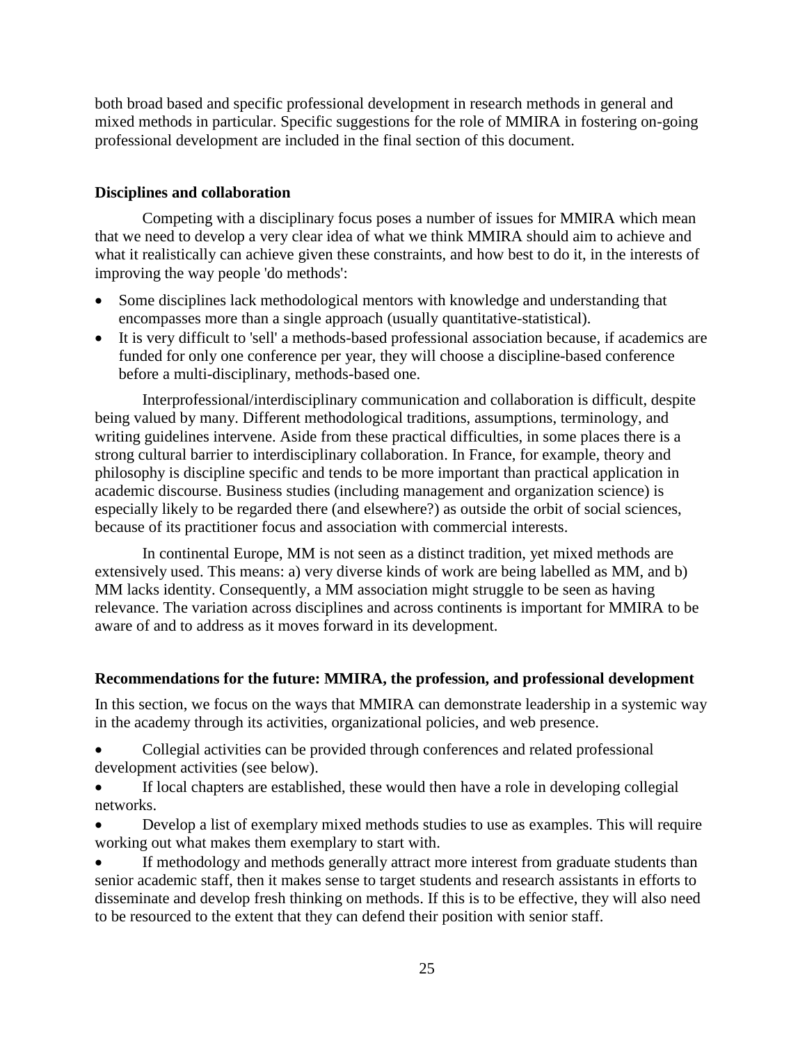both broad based and specific professional development in research methods in general and mixed methods in particular. Specific suggestions for the role of MMIRA in fostering on-going professional development are included in the final section of this document.

### Disciplines and collaboration

Competing with a disciplinary focus poses a number of issues for MMIRA which mean that we need to develop a very clear idea of what we think MMIRA should aim to achieve and what it realistically can achieve given these constraints, and how best to do it, in the interests of improving the way people 'do methods':

- Some disciplines lack methodological mentors with knowledge and understanding that encompasses more than a single approach (usually quantitative-statistical).
- It is very difficult to 'sell' a methods-based professional association because, if academics are funded for only one conference per year, they will choose a discipline-based conference before a multi-disciplinary, methods-based one.

Interprofessional/interdisciplinary communication and collaboration is difficult, despite being valued by many. Different methodological traditions, assumptions, terminology, and writing guidelines intervene. Aside from these practical difficulties, in some places there is a strong cultural barrier to interdisciplinary collaboration. In France, for example, theory and philosophy is discipline specific and tends to be more important than practical application in academic discourse. Business studies (including management and organization science) is especially likely to be regarded there (and elsewhere?) as outside the orbit of social sciences, because of its practitioner focus and association with commercial interests.

In continental Europe, MM is not seen as a distinct tradition, yet mixed methods are extensively used. This means: a) very diverse kinds of work are being labelled as MM, and b) MM lacks identity. Consequently, a MM association might struggle to be seen as having relevance. The variation across disciplines and across continents is important for MMIRA to be aware of and to address as it moves forward in its development.

### Recommendations for the future: MMIRA, the profession, and professional development

In this section, we focus on the ways that MMIRA can demonstrate leadership in a systemic way in the academy through its activities, organizational policies, and web presence.

- Collegial activities can be provided through conferences and related professional development activities (see below).
- If local chapters are established, these would then have a role in developing collegial networks.
- Develop a list of exemplary mixed methods studies to use as examples. This will require working out what makes them exemplary to start with.
- If methodology and methods generally attract more interest from graduate students than senior academic staff, then it makes sense to target students and research assistants in efforts to disseminate and develop fresh thinking on methods. If this is to be effective, they will also need to be resourced to the extent that they can defend their position with senior staff.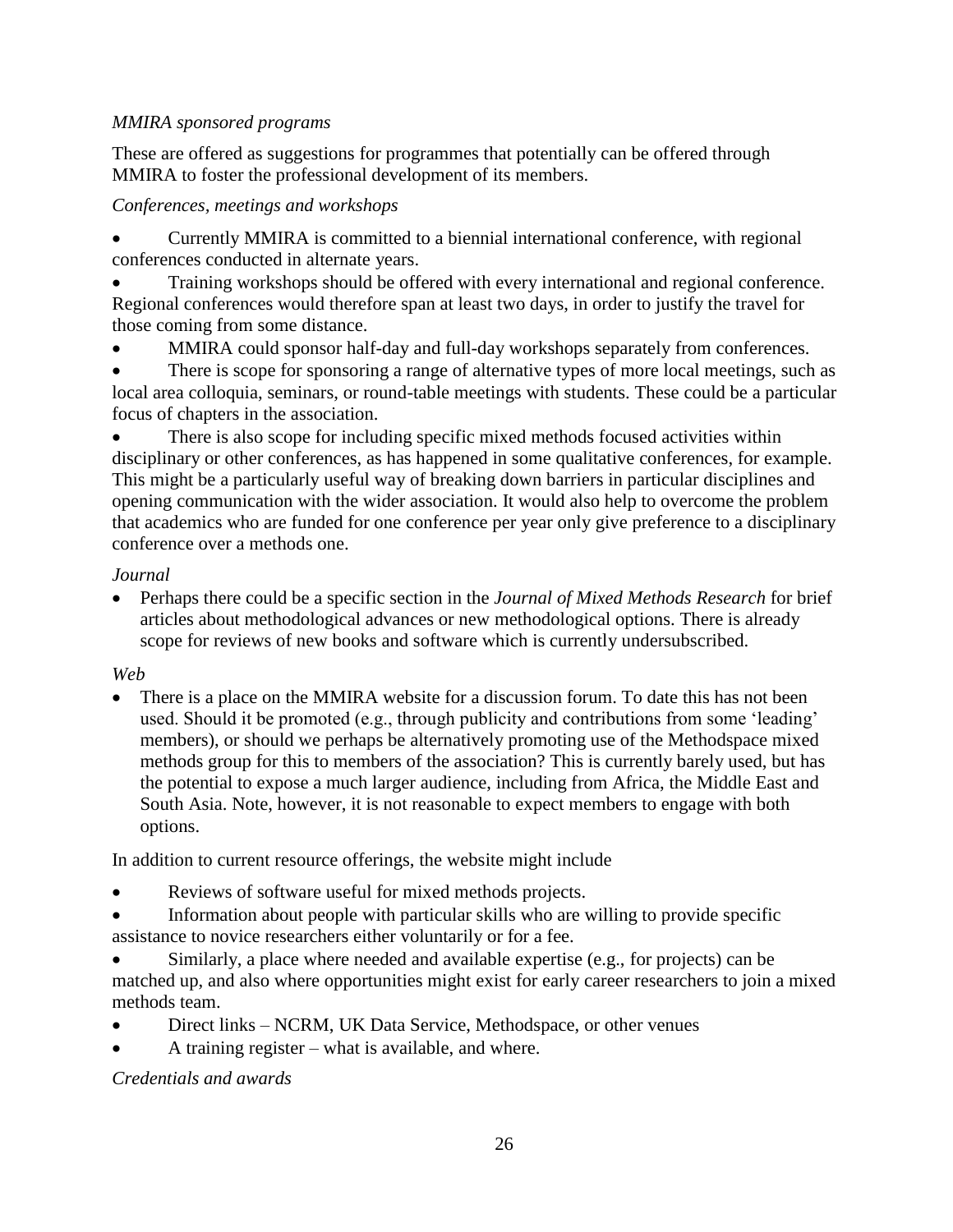*MMIRA sponsored programs*

These are offered as suggestions for programmes that potentially can be offered through MMIRA to foster the professional development of its members.

*Conferences, meetings and workshops*

- Currently MMIRA is committed to a biennial international conference, with regional conferences conducted in alternate years.
- Training workshops should be offered with every international and regional conference. Regional conferences would therefore span at least two days, in order to justify the travel for those coming from some distance.
- MMIRA could sponsor half-day and full-day workshops separately from conferences.
- There is scope for sponsoring a range of alternative types of more local meetings, such as local area colloquia, seminars, or round-table meetings with students. These could be a particular focus of chapters in the association.
- There is also scope for including specific mixed methods focused activities within disciplinary or other conferences, as has happened in some qualitative conferences, for example. This might be a particularly useful way of breaking down barriers in particular disciplines and opening communication with the wider association. It would also help to overcome the problem that academics who are funded for one conference per year only give preference to a disciplinary conference over a methods one.

*Journal*

- Perhaps there could be a specific section in the *Journal of Mixed Methods Research* for brief articles about methodological advances or new methodological options. There is already scope for reviews of new books and software which is currently undersubscribed.

*Web*

- There is a place on the MMIRA website for a discussion forum. To date this has not been used. Should it be promoted (e.g., through publicity and contributions from some 'leading' members), or should we perhaps be alternatively promoting use of the Methodspace mixed methods group for this to members of the association? This is currently barely used, but has the potential to expose a much larger audience, including from Africa, the Middle East and South Asia. Note, however, it is not reasonable to expect members to engage with both options.

In addition to current resource offerings, the website might include

- Reviews of software useful for mixed methods projects.
- Information about people with particular skills who are willing to provide specific assistance to novice researchers either voluntarily or for a fee.
- Similarly, a place where needed and available expertise (e.g., for projects) can be matched up, and also where opportunities might exist for early career researchers to join a mixed methods team.
- Direct links – NCRM, UK Data Service, Methodspace, or other venues
- A training register – what is available, and where.

*Credentials and awards*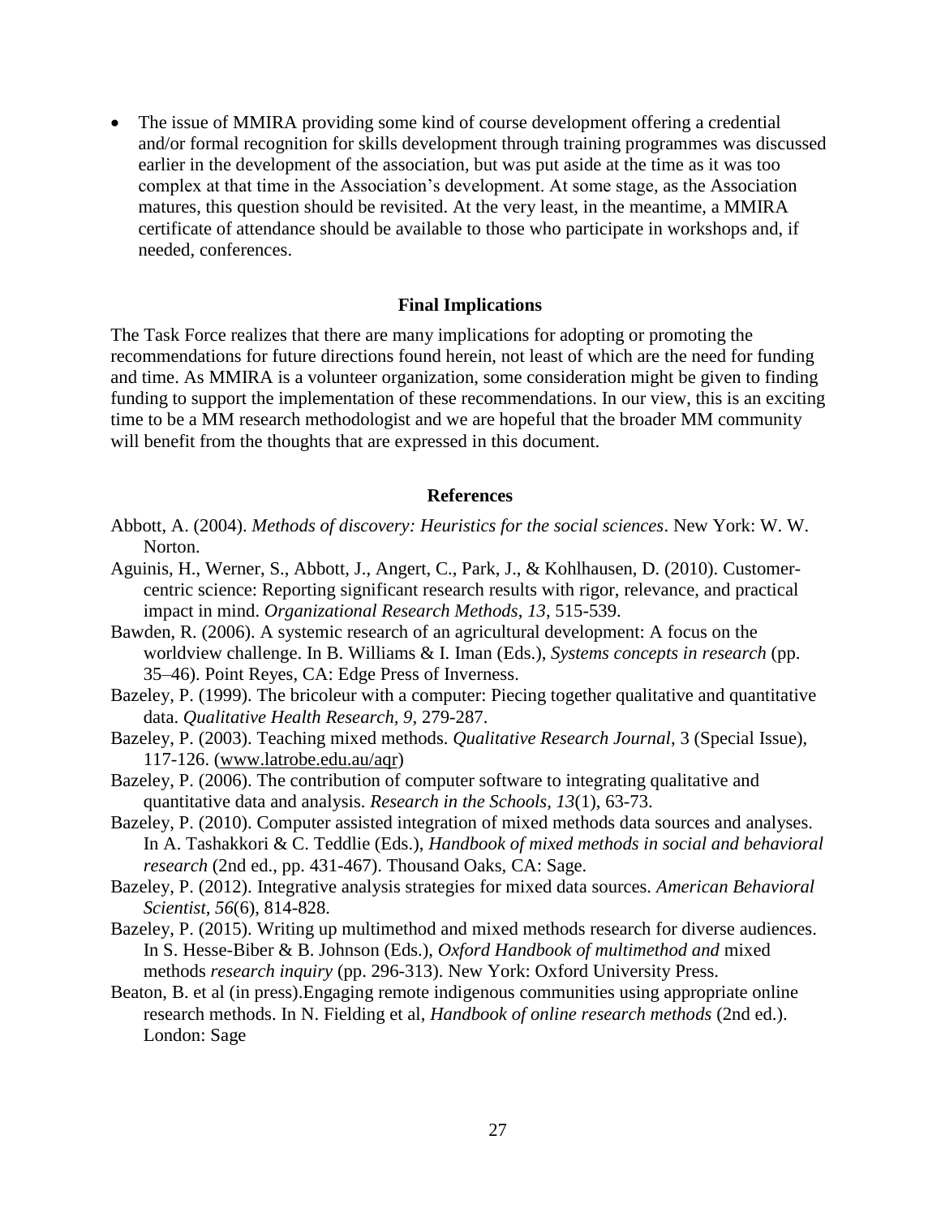- The issue of MMIRA providing some kind of course development offering a credential and/or formal recognition for skills development through training programmes was discussed earlier in the development of the association, but was put aside at the time as it was too complex at that time in the Association's development. At some stage, as the Association matures, this question should be revisited. At the very least, in the meantime, a MMIRA certificate of attendance should be available to those who participate in workshops and, if needed, conferences.

## Final Implications

The Task Force realizes that there are many implications for adopting or promoting the recommendations for future directions found herein, not least of which are the need for funding and time. As MMIRA is a volunteer organization, some consideration might be given to finding funding to support the implementation of these recommendations. In our view, this is an exciting time to be a MM research methodologist and we are hopeful that the broader MM community will benefit from the thoughts that are expressed in this document.

## References

Abbott, A. (2004). *Methods of discovery: Heuristics for the social sciences*. New York: W. W. Norton.

Aguinis, H., Werner, S., Abbott, J., Angert, C., Park, J., & Kohlhausen, D. (2010). Customer-centric science: Reporting significant research results with rigor, relevance, and practical impact in mind. *Organizational Research Methods*, *13*, 515-539.

Bawden, R. (2006). A systemic research of an agricultural development: A focus on the worldview challenge. In B. Williams & I. Iman (Eds.), *Systems concepts in research* (pp. 35–46). Point Reyes, CA: Edge Press of Inverness.

Bazeley, P. (1999). The bricoleur with a computer: Piecing together qualitative and quantitative data. *Qualitative Health Research, 9*, 279-287.

Bazeley, P. (2003). Teaching mixed methods. *Qualitative Research Journal*, 3 (Special Issue), 117-126. (www.latrobe.edu.au/aqr)

Bazeley, P. (2006). The contribution of computer software to integrating qualitative and quantitative data and analysis. *Research in the Schools*, *13*(1), 63-73.

Bazeley, P. (2010). Computer assisted integration of mixed methods data sources and analyses. In A. Tashakkori & C. Teddlie (Eds.), *Handbook of mixed methods in social and behavioral research* (2nd ed., pp. 431-467). Thousand Oaks, CA: Sage.

Bazeley, P. (2012). Integrative analysis strategies for mixed data sources. *American Behavioral Scientist, 56*(6), 814-828.

Bazeley, P. (2015). Writing up multimethod and mixed methods research for diverse audiences. In S. Hesse-Biber & B. Johnson (Eds.), *Oxford Handbook of multimethod and* mixed methods *research inquiry* (pp. 296-313). New York: Oxford University Press.

Beaton, B. et al (in press).Engaging remote indigenous communities using appropriate online research methods. In N. Fielding et al, *Handbook of online research methods* (2nd ed.). London: Sage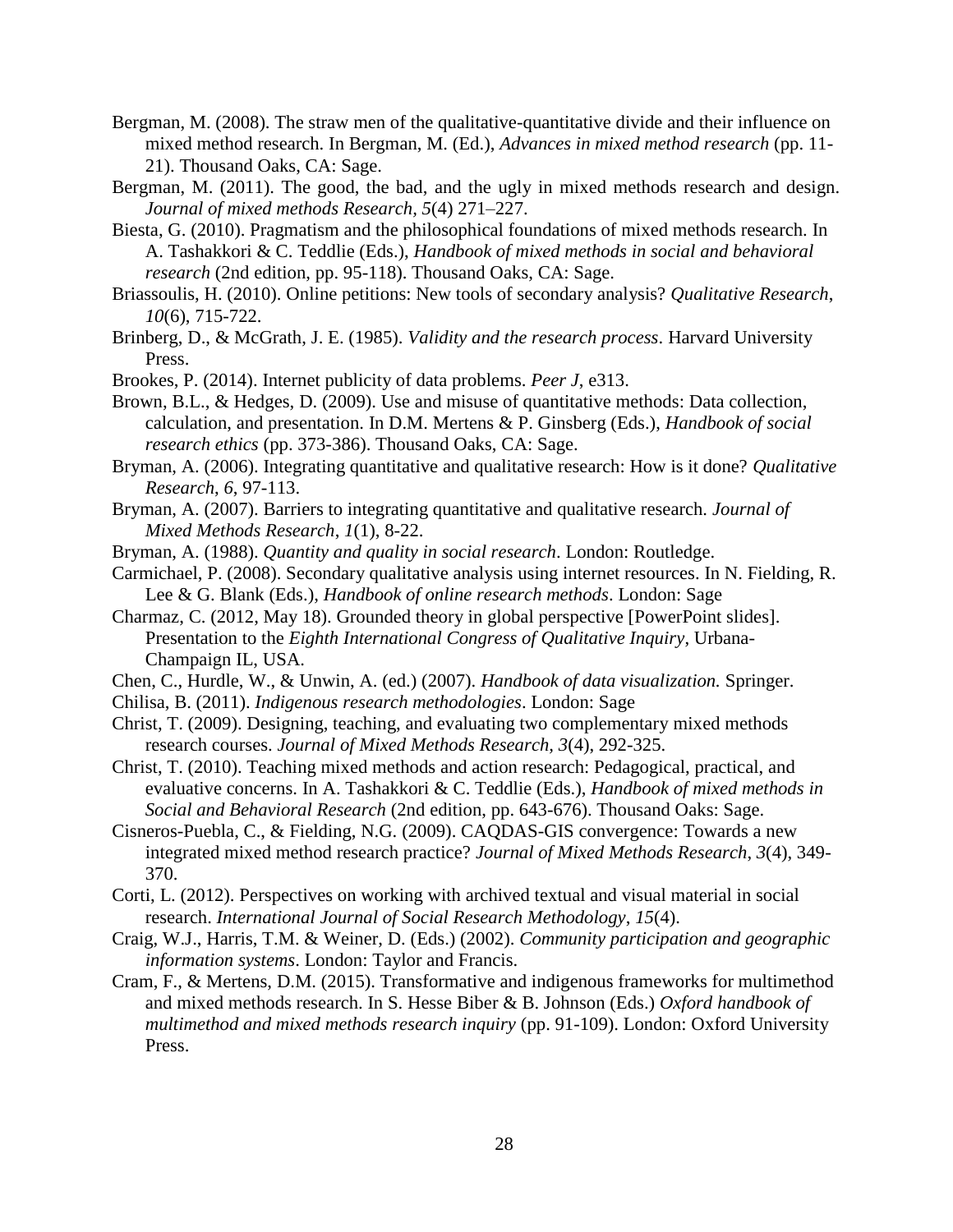Bergman, M. (2008). The straw men of the qualitative-quantitative divide and their influence on mixed method research. In Bergman, M. (Ed.), *Advances in mixed method research* (pp. 11-21). Thousand Oaks, CA: Sage.

Bergman, M. (2011). The good, the bad, and the ugly in mixed methods research and design. *Journal of mixed methods Research, 5*(4) 271–227.

Biesta, G. (2010). Pragmatism and the philosophical foundations of mixed methods research. In A. Tashakkori & C. Teddlie (Eds.), *Handbook of mixed methods in social and behavioral research* (2nd edition, pp. 95-118). Thousand Oaks, CA: Sage.

Briassoulis, H. (2010). Online petitions: New tools of secondary analysis? *Qualitative Research*, *10*(6), 715-722.

Brinberg, D., & McGrath, J. E. (1985). *Validity and the research process*. Harvard University Press.

Brookes, P. (2014). Internet publicity of data problems. *Peer J*, e313.

Brown, B.L., & Hedges, D. (2009). Use and misuse of quantitative methods: Data collection, calculation, and presentation. In D.M. Mertens & P. Ginsberg (Eds.), *Handbook of social research ethics* (pp. 373-386). Thousand Oaks, CA: Sage.

Bryman, A. (2006). Integrating quantitative and qualitative research: How is it done? *Qualitative Research*, *6*, 97-113.

Bryman, A. (2007). Barriers to integrating quantitative and qualitative research. *Journal of Mixed Methods Research*, *1*(1), 8-22.

Bryman, A. (1988). *Quantity and quality in social research*. London: Routledge.

Carmichael, P. (2008). Secondary qualitative analysis using internet resources. In N. Fielding, R. Lee & G. Blank (Eds.), *Handbook of online research methods*. London: Sage

Charmaz, C. (2012, May 18). Grounded theory in global perspective [PowerPoint slides]. Presentation to the *Eighth International Congress of Qualitative Inquiry*, Urbana-Champaign IL, USA.

Chen, C., Hurdle, W., & Unwin, A. (ed.) (2007). *Handbook of data visualization.* Springer.

Chilisa, B. (2011). *Indigenous research methodologies*. London: Sage

Christ, T. (2009). Designing, teaching, and evaluating two complementary mixed methods research courses. *Journal of Mixed Methods Research, 3*(4), 292-325.

Christ, T. (2010). Teaching mixed methods and action research: Pedagogical, practical, and evaluative concerns. In A. Tashakkori & C. Teddlie (Eds.), *Handbook of mixed methods in Social and Behavioral Research* (2nd edition, pp. 643-676). Thousand Oaks: Sage.

Cisneros-Puebla, C., & Fielding, N.G. (2009). CAQDAS-GIS convergence: Towards a new integrated mixed method research practice? *Journal of Mixed Methods Research*, *3*(4), 349-370.

Corti, L. (2012). Perspectives on working with archived textual and visual material in social research. *International Journal of Social Research Methodology*, *15*(4).

Craig, W.J., Harris, T.M. & Weiner, D. (Eds.) (2002). *Community participation and geographic information systems*. London: Taylor and Francis.

Cram, F., & Mertens, D.M. (2015). Transformative and indigenous frameworks for multimethod and mixed methods research. In S. Hesse Biber & B. Johnson (Eds.) *Oxford handbook of multimethod and mixed methods research inquiry* (pp. 91-109). London: Oxford University Press.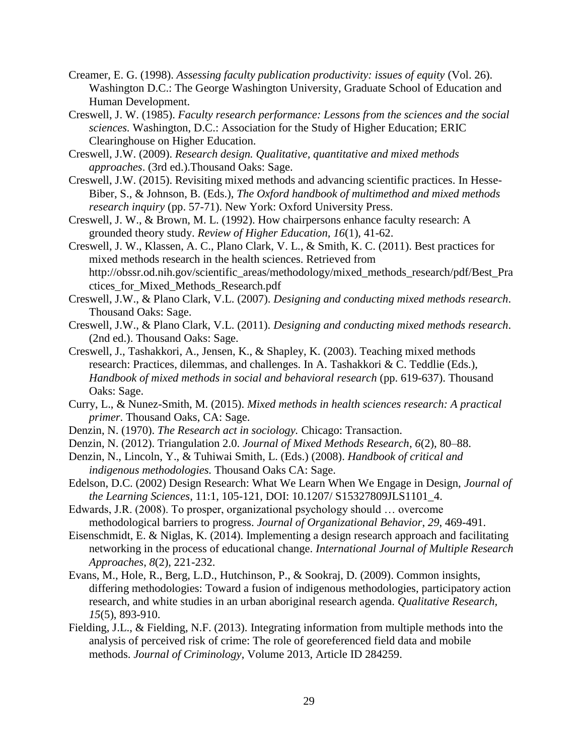Creamer, E. G. (1998). *Assessing faculty publication productivity: issues of equity* (Vol. 26). Washington D.C.: The George Washington University, Graduate School of Education and Human Development.

Creswell, J. W. (1985). *Faculty research performance: Lessons from the sciences and the social sciences.* Washington, D.C.: Association for the Study of Higher Education; ERIC Clearinghouse on Higher Education.

Creswell, J.W. (2009). *Research design. Qualitative, quantitative and mixed methods approaches*. (3rd ed.).Thousand Oaks: Sage.

Creswell, J.W. (2015). Revisiting mixed methods and advancing scientific practices. In Hesse-Biber, S., & Johnson, B. (Eds.), *The Oxford handbook of multimethod and mixed methods research inquiry* (pp. 57-71). New York: Oxford University Press.

Creswell, J. W., & Brown, M. L. (1992). How chairpersons enhance faculty research: A grounded theory study. *Review of Higher Education*, *16*(1), 41-62.

Creswell, J. W., Klassen, A. C., Plano Clark, V. L., & Smith, K. C. (2011). Best practices for mixed methods research in the health sciences. Retrieved from http://obssr.od.nih.gov/scientific_areas/methodology/mixed_methods_research/pdf/Best_Practices_for_Mixed_Methods_Research.pdf

Creswell, J.W., & Plano Clark, V.L. (2007). *Designing and conducting mixed methods research*. Thousand Oaks: Sage.

Creswell, J.W., & Plano Clark, V.L. (2011). *Designing and conducting mixed methods research*. (2nd ed.). Thousand Oaks: Sage.

Creswell, J., Tashakkori, A., Jensen, K., & Shapley, K. (2003). Teaching mixed methods research: Practices, dilemmas, and challenges. In A. Tashakkori & C. Teddlie (Eds.), *Handbook of mixed methods in social and behavioral research* (pp. 619-637). Thousand Oaks: Sage.

Curry, L., & Nunez-Smith, M. (2015). *Mixed methods in health sciences research: A practical primer*. Thousand Oaks, CA: Sage.

Denzin, N. (1970). *The Research act in sociology.* Chicago: Transaction.

Denzin, N. (2012). Triangulation 2.0. *Journal of Mixed Methods Research*, *6*(2), 80–88.

Denzin, N., Lincoln, Y., & Tuhiwai Smith, L. (Eds.) (2008). *Handbook of critical and indigenous methodologies.* Thousand Oaks CA: Sage.

Edelson, D.C. (2002) Design Research: What We Learn When We Engage in Design, *Journal of the Learning Sciences*, 11:1, 105-121, DOI: 10.1207/ S15327809JLS1101_4.

Edwards, J.R. (2008). To prosper, organizational psychology should … overcome methodological barriers to progress. *Journal of Organizational Behavior*, *29*, 469-491.

Eisenschmidt, E. & Niglas, K. (2014). Implementing a design research approach and facilitating networking in the process of educational change. *International Journal of Multiple Research Approaches*, *8*(2), 221-232.

Evans, M., Hole, R., Berg, L.D., Hutchinson, P., & Sookraj, D. (2009). Common insights, differing methodologies: Toward a fusion of indigenous methodologies, participatory action research, and white studies in an urban aboriginal research agenda. *Qualitative Research*, *15*(5), 893-910.

Fielding, J.L., & Fielding, N.F. (2013). Integrating information from multiple methods into the analysis of perceived risk of crime: The role of georeferenced field data and mobile methods. *Journal of Criminology*, Volume 2013, Article ID 284259.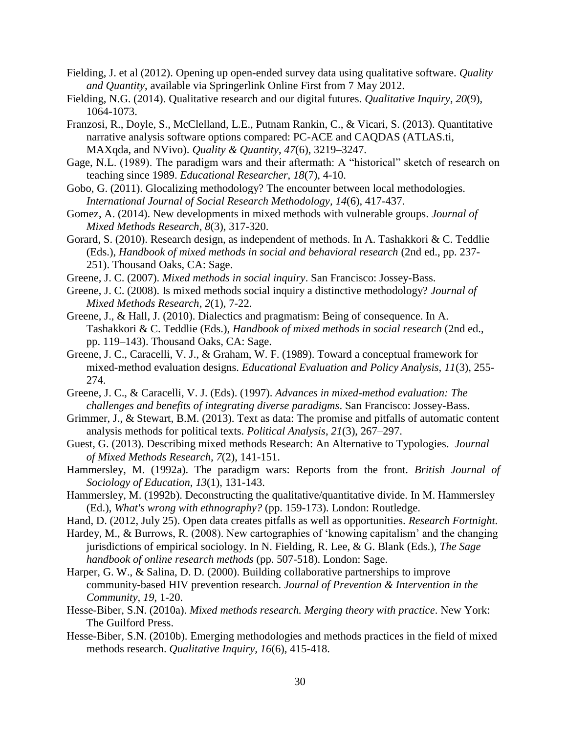Fielding, J. et al (2012). Opening up open-ended survey data using qualitative software. *Quality and Quantity*, available via Springerlink Online First from 7 May 2012.

Fielding, N.G. (2014). Qualitative research and our digital futures. *Qualitative Inquiry*, *20*(9), 1064-1073.

Franzosi, R., Doyle, S., McClelland, L.E., Putnam Rankin, C., & Vicari, S. (2013). Quantitative narrative analysis software options compared: PC-ACE and CAQDAS (ATLAS.ti, MAXqda, and NVivo). *Quality & Quantity*, *47*(6), 3219–3247.

Gage, N.L. (1989). The paradigm wars and their aftermath: A "historical" sketch of research on teaching since 1989. *Educational Researcher*, *18*(7), 4-10.

Gobo, G. (2011). Glocalizing methodology? The encounter between local methodologies. *International Journal of Social Research Methodology*, *14*(6), 417-437.

Gomez, A. (2014). New developments in mixed methods with vulnerable groups. *Journal of Mixed Methods Research*, *8*(3), 317-320.

Gorard, S. (2010). Research design, as independent of methods. In A. Tashakkori & C. Teddlie (Eds.), *Handbook of mixed methods in social and behavioral research* (2nd ed., pp. 237-251). Thousand Oaks, CA: Sage.

Greene, J. C. (2007). *Mixed methods in social inquiry*. San Francisco: Jossey-Bass.

Greene, J. C. (2008). Is mixed methods social inquiry a distinctive methodology? *Journal of Mixed Methods Research*, *2*(1), 7-22.

Greene, J., & Hall, J. (2010). Dialectics and pragmatism: Being of consequence. In A. Tashakkori & C. Teddlie (Eds.), *Handbook of mixed methods in social research* (2nd ed., pp. 119–143). Thousand Oaks, CA: Sage.

Greene, J. C., Caracelli, V. J., & Graham, W. F. (1989). Toward a conceptual framework for mixed-method evaluation designs. *Educational Evaluation and Policy Analysis, 11*(3), 255-274.

Greene, J. C., & Caracelli, V. J. (Eds). (1997). *Advances in mixed-method evaluation: The challenges and benefits of integrating diverse paradigms*. San Francisco: Jossey-Bass.

Grimmer, J., & Stewart, B.M. (2013). Text as data: The promise and pitfalls of automatic content analysis methods for political texts. *Political Analysis*, *21*(3), 267–297.

Guest, G. (2013). Describing mixed methods Research: An Alternative to Typologies. *Journal of Mixed Methods Research, 7*(2), 141-151.

Hammersley, M. (1992a). The paradigm wars: Reports from the front. *British Journal of Sociology of Education*, *13*(1), 131-143.

Hammersley, M. (1992b). Deconstructing the qualitative/quantitative divide. In M. Hammersley (Ed.), *What's wrong with ethnography?* (pp. 159-173). London: Routledge.

Hand, D. (2012, July 25). Open data creates pitfalls as well as opportunities. *Research Fortnight.*

Hardey, M., & Burrows, R. (2008). New cartographies of 'knowing capitalism' and the changing jurisdictions of empirical sociology. In N. Fielding, R. Lee, & G. Blank (Eds.), *The Sage handbook of online research methods* (pp. 507-518). London: Sage.

Harper, G. W., & Salina, D. D. (2000). Building collaborative partnerships to improve community-based HIV prevention research. *Journal of Prevention & Intervention in the Community*, *19*, 1-20.

Hesse-Biber, S.N. (2010a). *Mixed methods research. Merging theory with practice*. New York: The Guilford Press.

Hesse-Biber, S.N. (2010b). Emerging methodologies and methods practices in the field of mixed methods research. *Qualitative Inquiry*, *16*(6), 415-418.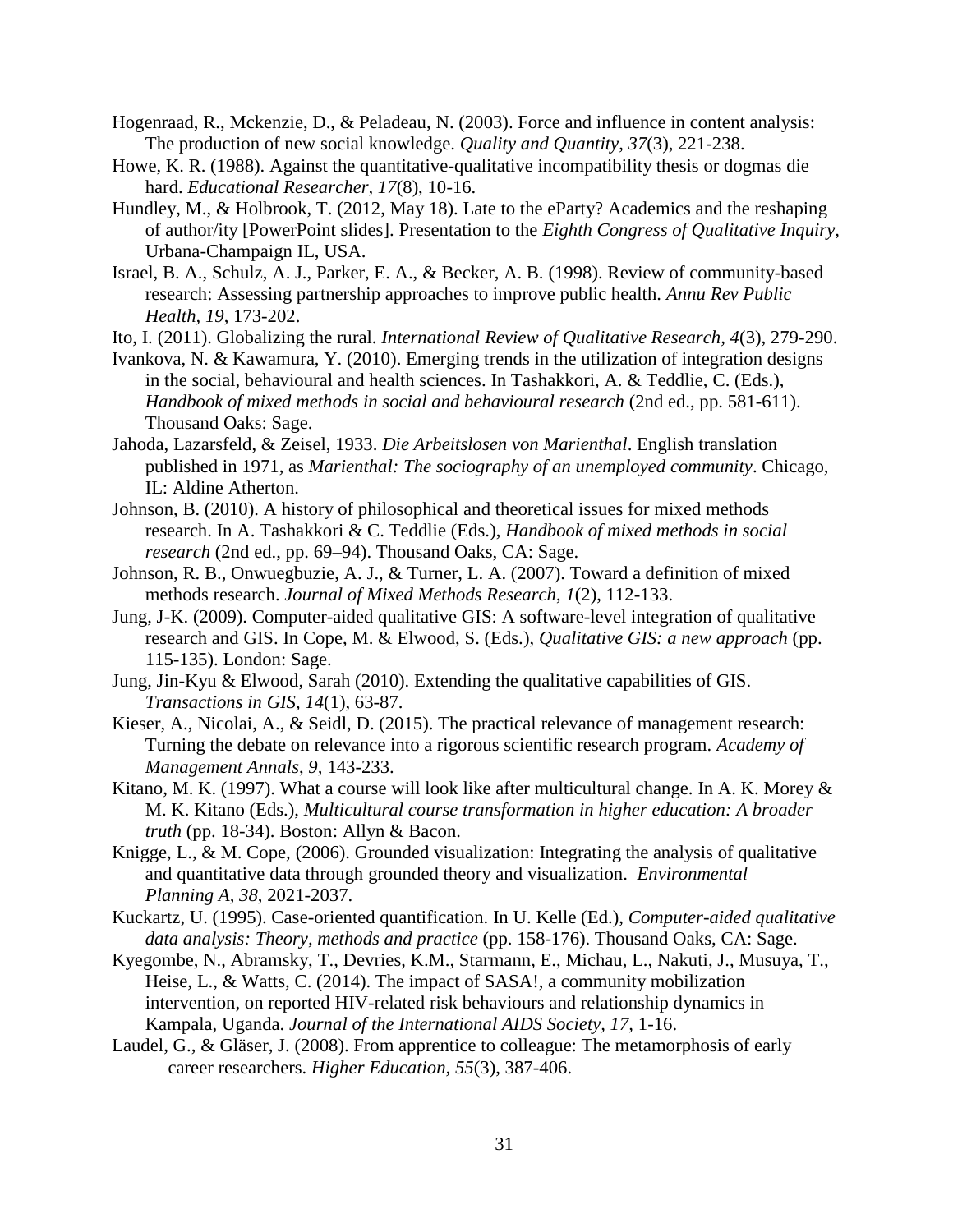Hogenraad, R., Mckenzie, D., & Peladeau, N. (2003). Force and influence in content analysis: The production of new social knowledge. *Quality and Quantity*, *37*(3), 221-238.

Howe, K. R. (1988). Against the quantitative-qualitative incompatibility thesis or dogmas die hard. *Educational Researcher*, *17*(8), 10-16.

Hundley, M., & Holbrook, T. (2012, May 18). Late to the eParty? Academics and the reshaping of author/ity [PowerPoint slides]. Presentation to the *Eighth Congress of Qualitative Inquiry,* Urbana-Champaign IL, USA.

Israel, B. A., Schulz, A. J., Parker, E. A., & Becker, A. B. (1998). Review of community-based research: Assessing partnership approaches to improve public health. *Annu Rev Public Health*, *19*, 173-202.

Ito, I. (2011). Globalizing the rural. *International Review of Qualitative Research*, *4*(3), 279-290.

Ivankova, N. & Kawamura, Y. (2010). Emerging trends in the utilization of integration designs in the social, behavioural and health sciences. In Tashakkori, A. & Teddlie, C. (Eds.), *Handbook of mixed methods in social and behavioural research* (2nd ed., pp. 581-611). Thousand Oaks: Sage.

Jahoda, Lazarsfeld, & Zeisel, 1933. *Die Arbeitslosen von Marienthal*. English translation published in 1971, as *Marienthal: The sociography of an unemployed community*. Chicago, IL: Aldine Atherton.

Johnson, B. (2010). A history of philosophical and theoretical issues for mixed methods research. In A. Tashakkori & C. Teddlie (Eds.), *Handbook of mixed methods in social research* (2nd ed., pp. 69–94). Thousand Oaks, CA: Sage.

Johnson, R. B., Onwuegbuzie, A. J., & Turner, L. A. (2007). Toward a definition of mixed methods research. *Journal of Mixed Methods Research*, *1*(2), 112-133.

Jung, J-K. (2009). Computer-aided qualitative GIS: A software-level integration of qualitative research and GIS. In Cope, M. & Elwood, S. (Eds.), *Qualitative GIS: a new approach* (pp. 115-135). London: Sage.

Jung, Jin-Kyu & Elwood, Sarah (2010). Extending the qualitative capabilities of GIS. *Transactions in GIS*, *14*(1), 63-87.

Kieser, A., Nicolai, A., & Seidl, D. (2015). The practical relevance of management research: Turning the debate on relevance into a rigorous scientific research program. *Academy of Management Annals*, *9*, 143-233.

Kitano, M. K. (1997). What a course will look like after multicultural change. In A. K. Morey & M. K. Kitano (Eds.), *Multicultural course transformation in higher education: A broader truth* (pp. 18-34). Boston: Allyn & Bacon.

Knigge, L., & M. Cope, (2006). Grounded visualization: Integrating the analysis of qualitative and quantitative data through grounded theory and visualization. *Environmental Planning A*, *38*, 2021-2037.

Kuckartz, U. (1995). Case-oriented quantification. In U. Kelle (Ed.), *Computer-aided qualitative data analysis: Theory, methods and practice* (pp. 158-176). Thousand Oaks, CA: Sage.

Kyegombe, N., Abramsky, T., Devries, K.M., Starmann, E., Michau, L., Nakuti, J., Musuya, T., Heise, L., & Watts, C. (2014). The impact of SASA!, a community mobilization intervention, on reported HIV-related risk behaviours and relationship dynamics in Kampala, Uganda. *Journal of the International AIDS Society, 17,* 1-16.

Laudel, G., & Gläser, J. (2008). From apprentice to colleague: The metamorphosis of early career researchers. *Higher Education*, *55*(3), 387-406.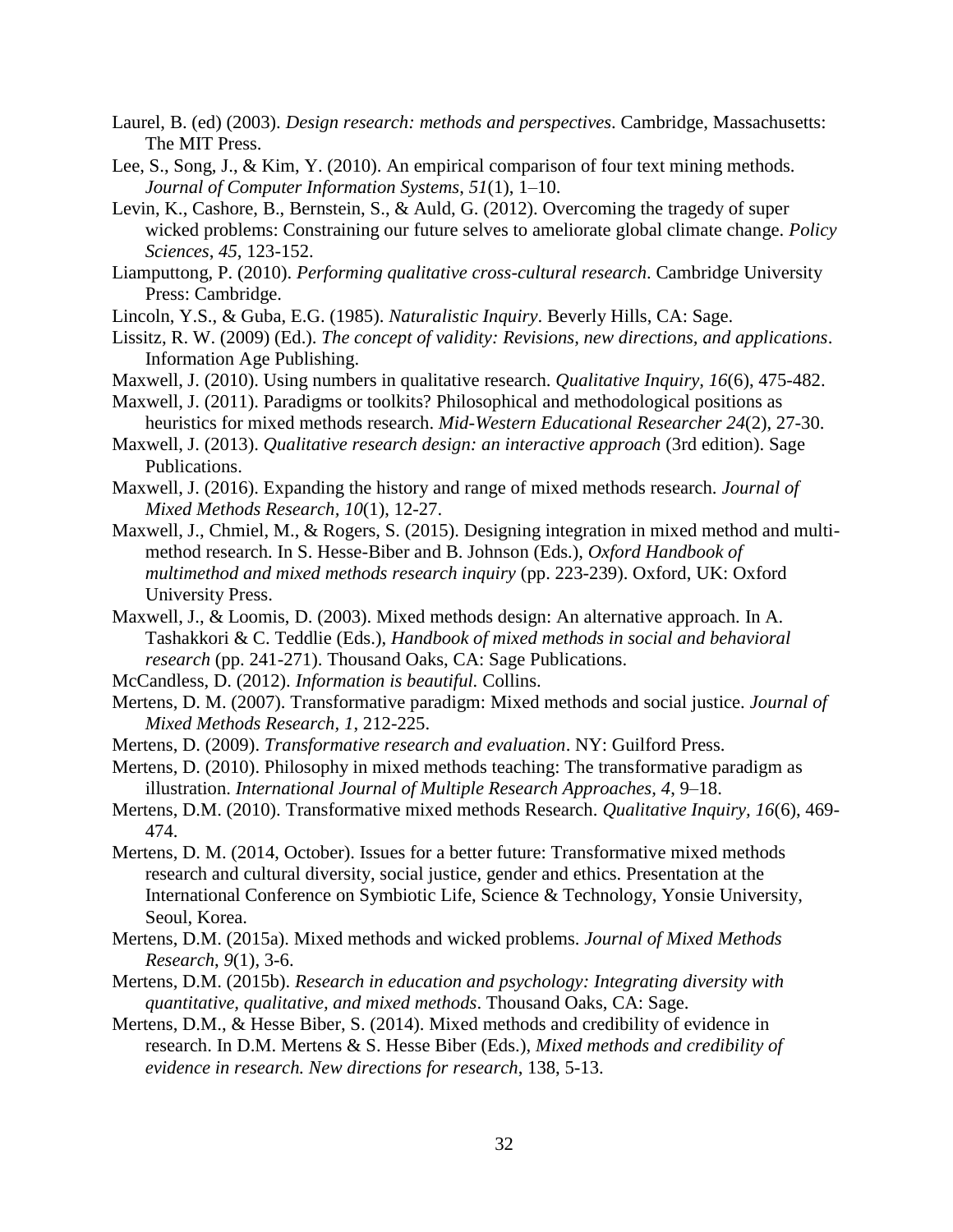Laurel, B. (ed) (2003). *Design research: methods and perspectives*. Cambridge, Massachusetts: The MIT Press.

Lee, S., Song, J., & Kim, Y. (2010). An empirical comparison of four text mining methods. *Journal of Computer Information Systems*, *51*(1), 1–10.

Levin, K., Cashore, B., Bernstein, S., & Auld, G. (2012). Overcoming the tragedy of super wicked problems: Constraining our future selves to ameliorate global climate change. *Policy Sciences*, *45*, 123-152.

Liamputtong, P. (2010). *Performing qualitative cross-cultural research.* Cambridge University Press: Cambridge.

Lincoln, Y.S., & Guba, E.G. (1985). *Naturalistic Inquiry*. Beverly Hills, CA: Sage.

Lissitz, R. W. (2009) (Ed.). *The concept of validity: Revisions, new directions, and applications*. Information Age Publishing.

Maxwell, J. (2010). Using numbers in qualitative research. *Qualitative Inquiry, 16*(6), 475-482.

Maxwell, J. (2011). Paradigms or toolkits? Philosophical and methodological positions as heuristics for mixed methods research. *Mid-Western Educational Researcher 24*(2), 27-30.

Maxwell, J. (2013). *Qualitative research design: an interactive approach* (3rd edition). Sage Publications.

Maxwell, J. (2016). Expanding the history and range of mixed methods research. *Journal of Mixed Methods Research*, *10*(1), 12-27.

Maxwell, J., Chmiel, M., & Rogers, S. (2015). Designing integration in mixed method and multi-method research. In S. Hesse-Biber and B. Johnson (Eds.), *Oxford Handbook of multimethod and mixed methods research inquiry* (pp. 223-239). Oxford, UK: Oxford University Press.

Maxwell, J., & Loomis, D. (2003). Mixed methods design: An alternative approach. In A. Tashakkori & C. Teddlie (Eds.), *Handbook of mixed methods in social and behavioral research* (pp. 241-271). Thousand Oaks, CA: Sage Publications.

McCandless, D. (2012). *Information is beautiful.* Collins.

Mertens, D. M. (2007). Transformative paradigm: Mixed methods and social justice. *Journal of Mixed Methods Research, 1*, 212-225.

Mertens, D. (2009). *Transformative research and evaluation*. NY: Guilford Press.

Mertens, D. (2010). Philosophy in mixed methods teaching: The transformative paradigm as illustration. *International Journal of Multiple Research Approaches*, *4*, 9–18.

Mertens, D.M. (2010). Transformative mixed methods Research. *Qualitative Inquiry, 16*(6), 469-474.

Mertens, D. M. (2014, October). Issues for a better future: Transformative mixed methods research and cultural diversity, social justice, gender and ethics. Presentation at the International Conference on Symbiotic Life, Science & Technology, Yonsie University, Seoul, Korea.

Mertens, D.M. (2015a). Mixed methods and wicked problems. *Journal of Mixed Methods Research*, *9*(1), 3-6.

Mertens, D.M. (2015b). *Research in education and psychology: Integrating diversity with quantitative, qualitative, and mixed methods*. Thousand Oaks, CA: Sage.

Mertens, D.M., & Hesse Biber, S. (2014). Mixed methods and credibility of evidence in research. In D.M. Mertens & S. Hesse Biber (Eds.), *Mixed methods and credibility of evidence in research. New directions for research*, 138, 5-13.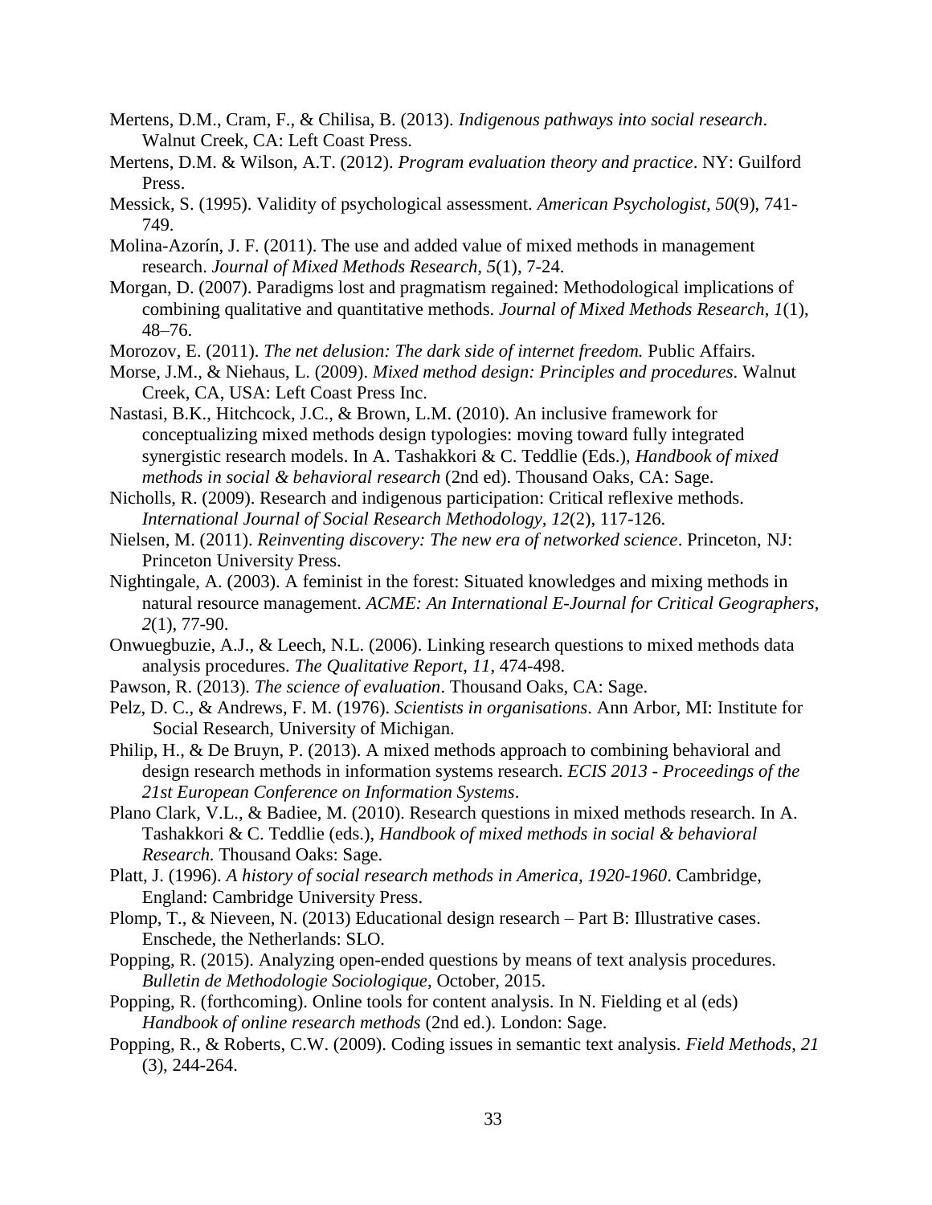Mertens, D.M., Cram, F., & Chilisa, B. (2013). *Indigenous pathways into social research*. Walnut Creek, CA: Left Coast Press.

Mertens, D.M. & Wilson, A.T. (2012). *Program evaluation theory and practice*. NY: Guilford Press.

Messick, S. (1995). Validity of psychological assessment. *American Psychologist, 50*(9), 741-749.

Molina-Azorín, J. F. (2011). The use and added value of mixed methods in management research. *Journal of Mixed Methods Research, 5*(1), 7-24.

Morgan, D. (2007). Paradigms lost and pragmatism regained: Methodological implications of combining qualitative and quantitative methods. *Journal of Mixed Methods Research*, *1*(1), 48–76.

Morozov, E. (2011). *The net delusion: The dark side of internet freedom.* Public Affairs.

Morse, J.M., & Niehaus, L. (2009). *Mixed method design: Principles and procedures*. Walnut Creek, CA, USA: Left Coast Press Inc.

Nastasi, B.K., Hitchcock, J.C., & Brown, L.M. (2010). An inclusive framework for conceptualizing mixed methods design typologies: moving toward fully integrated synergistic research models. In A. Tashakkori & C. Teddlie (Eds.), *Handbook of mixed methods in social & behavioral research* (2nd ed). Thousand Oaks, CA: Sage.

Nicholls, R. (2009). Research and indigenous participation: Critical reflexive methods. *International Journal of Social Research Methodology, 12*(2), 117-126.

Nielsen, M. (2011). *Reinventing discovery: The new era of networked science*. Princeton, NJ: Princeton University Press.

Nightingale, A. (2003). A feminist in the forest: Situated knowledges and mixing methods in natural resource management. *ACME: An International E-Journal for Critical Geographers*, *2*(1), 77-90.

Onwuegbuzie, A.J., & Leech, N.L. (2006). Linking research questions to mixed methods data analysis procedures. *The Qualitative Report*, *11*, 474-498.

Pawson, R. (2013). *The science of evaluation*. Thousand Oaks, CA: Sage.

Pelz, D. C., & Andrews, F. M. (1976). *Scientists in organisations*. Ann Arbor, MI: Institute for Social Research, University of Michigan.

Philip, H., & De Bruyn, P. (2013). A mixed methods approach to combining behavioral and design research methods in information systems research. *ECIS 2013 - Proceedings of the 21st European Conference on Information Systems*.

Plano Clark, V.L., & Badiee, M. (2010). Research questions in mixed methods research. In A. Tashakkori & C. Teddlie (eds.), *Handbook of mixed methods in social & behavioral Research.* Thousand Oaks: Sage.

Platt, J. (1996). *A history of social research methods in America, 1920-1960*. Cambridge, England: Cambridge University Press.

Plomp, T., & Nieveen, N. (2013) Educational design research – Part B: Illustrative cases. Enschede, the Netherlands: SLO.

Popping, R. (2015). Analyzing open-ended questions by means of text analysis procedures. *Bulletin de Methodologie Sociologique*, October, 2015.

Popping, R. (forthcoming). Online tools for content analysis. In N. Fielding et al (eds) *Handbook of online research methods* (2nd ed.). London: Sage.

Popping, R., & Roberts, C.W. (2009). Coding issues in semantic text analysis. *Field Methods*, *21* (3), 244-264.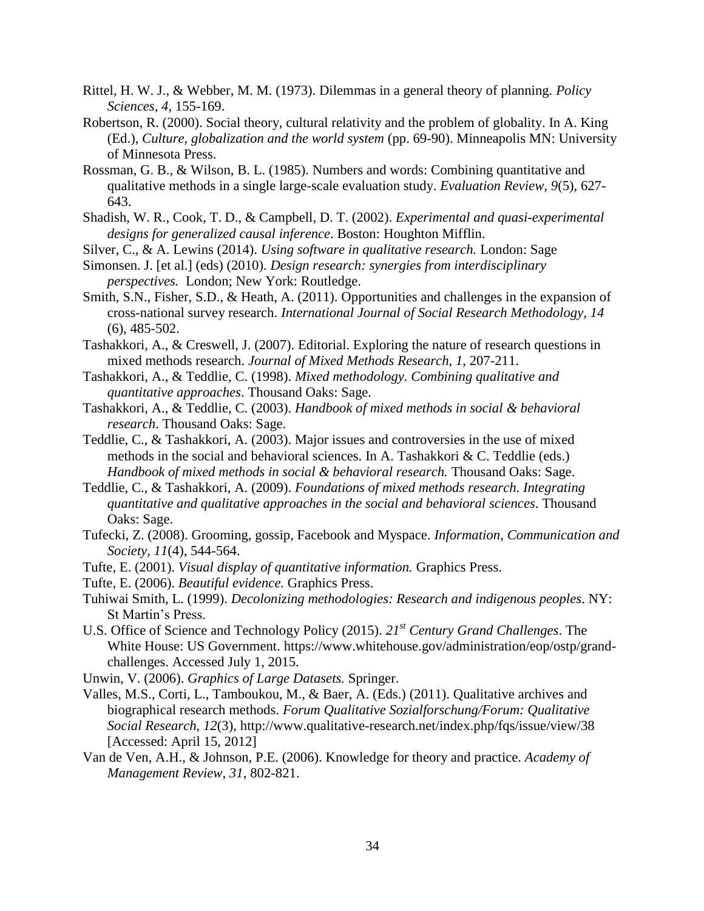Rittel, H. W. J., & Webber, M. M. (1973). Dilemmas in a general theory of planning. *Policy Sciences*, *4*, 155-169.

Robertson, R. (2000). Social theory, cultural relativity and the problem of globality. In A. King (Ed.), *Culture, globalization and the world system* (pp. 69-90). Minneapolis MN: University of Minnesota Press.

Rossman, G. B., & Wilson, B. L. (1985). Numbers and words: Combining quantitative and qualitative methods in a single large-scale evaluation study. *Evaluation Review, 9*(5), 627-643.

Shadish, W. R., Cook, T. D., & Campbell, D. T. (2002). *Experimental and quasi-experimental designs for generalized causal inference*. Boston: Houghton Mifflin.

Silver, C., & A. Lewins (2014). *Using software in qualitative research.* London: Sage

Simonsen. J. [et al.] (eds) (2010). *Design research: synergies from interdisciplinary perspectives.* London; New York: Routledge.

Smith, S.N., Fisher, S.D., & Heath, A. (2011). Opportunities and challenges in the expansion of cross-national survey research. *International Journal of Social Research Methodology, 14* (6), 485-502.

Tashakkori, A., & Creswell, J. (2007). Editorial. Exploring the nature of research questions in mixed methods research. *Journal of Mixed Methods Research*, *1*, 207-211.

Tashakkori, A., & Teddlie, C. (1998). *Mixed methodology. Combining qualitative and quantitative approaches*. Thousand Oaks: Sage.

Tashakkori, A., & Teddlie, C. (2003). *Handbook of mixed methods in social & behavioral research*. Thousand Oaks: Sage.

Teddlie, C., & Tashakkori, A. (2003). Major issues and controversies in the use of mixed methods in the social and behavioral sciences. In A. Tashakkori & C. Teddlie (eds.) *Handbook of mixed methods in social & behavioral research.* Thousand Oaks: Sage.

Teddlie, C., & Tashakkori, A. (2009). *Foundations of mixed methods research. Integrating quantitative and qualitative approaches in the social and behavioral sciences*. Thousand Oaks: Sage.

Tufecki, Z. (2008). Grooming, gossip, Facebook and Myspace. *Information, Communication and Society, 11*(4), 544-564.

Tufte, E. (2001). *Visual display of quantitative information.* Graphics Press.

Tufte, E. (2006). *Beautiful evidence.* Graphics Press.

Tuhiwai Smith, L. (1999). *Decolonizing methodologies: Research and indigenous peoples*. NY: St Martin's Press.

U.S. Office of Science and Technology Policy (2015). *21st Century Grand Challenges*. The White House: US Government. https://www.whitehouse.gov/administration/eop/ostp/grand-challenges. Accessed July 1, 2015.

Unwin, V. (2006). *Graphics of Large Datasets.* Springer.

Valles, M.S., Corti, L., Tamboukou, M., & Baer, A. (Eds.) (2011). Qualitative archives and biographical research methods. *Forum Qualitative Sozialforschung/Forum: Qualitative Social Research*, *12*(3), http://www.qualitative-research.net/index.php/fqs/issue/view/38 [Accessed: April 15, 2012]

Van de Ven, A.H., & Johnson, P.E. (2006). Knowledge for theory and practice. *Academy of Management Review*, *31*, 802-821.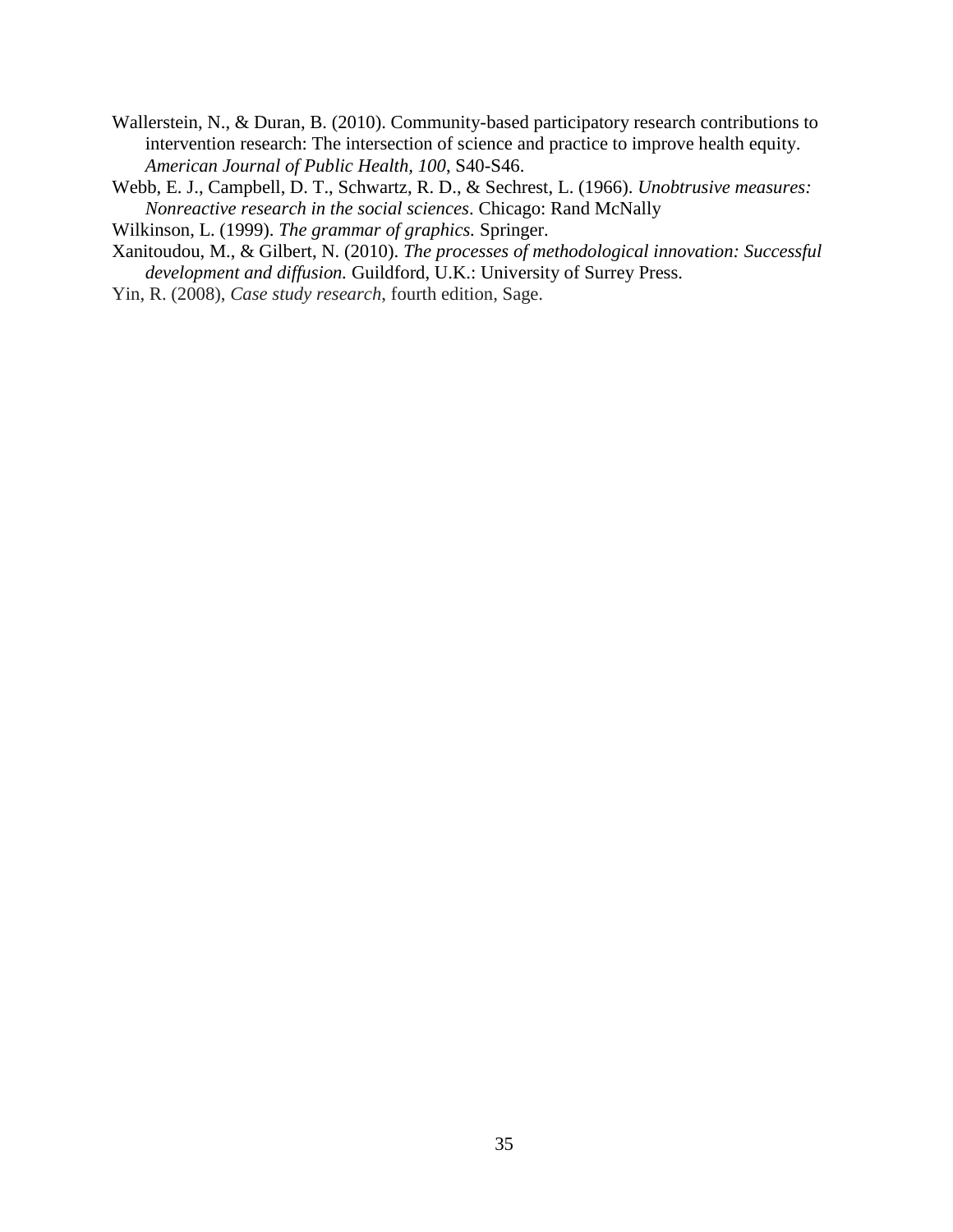Wallerstein, N., & Duran, B. (2010). Community-based participatory research contributions to intervention research: The intersection of science and practice to improve health equity. *American Journal of Public Health, 100*, S40-S46.

Webb, E. J., Campbell, D. T., Schwartz, R. D., & Sechrest, L. (1966). *Unobtrusive measures: Nonreactive research in the social sciences*. Chicago: Rand McNally

Wilkinson, L. (1999). *The grammar of graphics.* Springer.

Xanitoudou, M., & Gilbert, N. (2010). *The processes of methodological innovation: Successful development and diffusion.* Guildford, U.K.: University of Surrey Press.

Yin, R. (2008), *Case study research*, fourth edition, Sage.